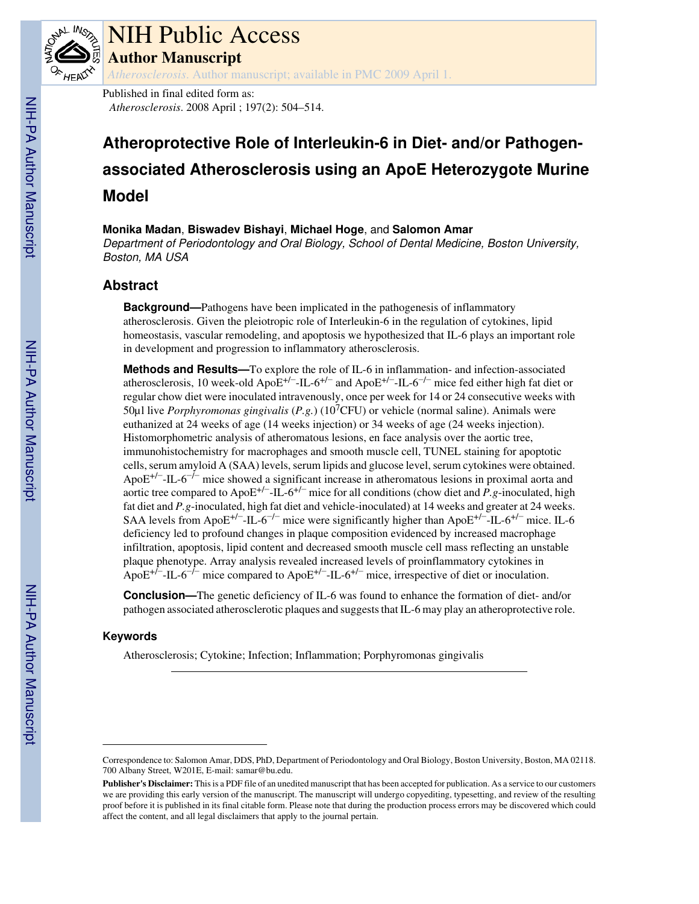# NIH Public Access

## Author Manuscript

*Atherosclerosis*. Author manuscript; available in PMC 2009 April 1.

Published in final edited form as:
*Atherosclerosis*. 2008 April ; 197(2): 504–514.

# Atheroprotective Role of Interleukin-6 in Diet- and/or Pathogen-associated Atherosclerosis using an ApoE Heterozygote Murine Model

**Monika Madan**, **Biswadev Bishayi**, **Michael Hoge**, and **Salomon Amar**

*Department of Periodontology and Oral Biology, School of Dental Medicine, Boston University, Boston, MA USA*

## Abstract

**Background—**Pathogens have been implicated in the pathogenesis of inflammatory atherosclerosis. Given the pleiotropic role of Interleukin-6 in the regulation of cytokines, lipid homeostasis, vascular remodeling, and apoptosis we hypothesized that IL-6 plays an important role in development and progression to inflammatory atherosclerosis.

**Methods and Results—**To explore the role of IL-6 in inflammation- and infection-associated atherosclerosis, 10 week-old $ApoE^{+/-}$-$IL$-$6^{+/-}$ and $ApoE^{+/-}$-$IL$-$6^{-/-}$ mice fed either high fat diet or regular chow diet were inoculated intravenously, once per week for 14 or 24 consecutive weeks with 50µl live *Porphyromonas gingivalis* (*P.g.*) ($10^7$CFU) or vehicle (normal saline). Animals were euthanized at 24 weeks of age (14 weeks injection) or 34 weeks of age (24 weeks injection). Histomorphometric analysis of atheromatous lesions, en face analysis over the aortic tree, immunohistochemistry for macrophages and smooth muscle cell, TUNEL staining for apoptotic cells, serum amyloid A (SAA) levels, serum lipids and glucose level, serum cytokines were obtained. $ApoE^{+/-}$-$IL$-$6^{-/-}$ mice showed a significant increase in atheromatous lesions in proximal aorta and aortic tree compared to $ApoE^{+/-}$-$IL$-$6^{+/-}$ mice for all conditions (chow diet and *P.g*-inoculated, high fat diet and *P.g*-inoculated, high fat diet and vehicle-inoculated) at 14 weeks and greater at 24 weeks. SAA levels from $ApoE^{+/-}$-$IL$-$6^{-/-}$ mice were significantly higher than $ApoE^{+/-}$-$IL$-$6^{+/-}$ mice. IL-6 deficiency led to profound changes in plaque composition evidenced by increased macrophage infiltration, apoptosis, lipid content and decreased smooth muscle cell mass reflecting an unstable plaque phenotype. Array analysis revealed increased levels of proinflammatory cytokines in $ApoE^{+/-}$-$IL$-$6^{-/-}$ mice compared to $ApoE^{+/-}$-$IL$-$6^{+/-}$ mice, irrespective of diet or inoculation.

**Conclusion—**The genetic deficiency of IL-6 was found to enhance the formation of diet- and/or pathogen associated atherosclerotic plaques and suggests that IL-6 may play an atheroprotective role.

### Keywords

Atherosclerosis; Cytokine; Infection; Inflammation; Porphyromonas gingivalis

---

Correspondence to: Salomon Amar, DDS, PhD, Department of Periodontology and Oral Biology, Boston University, Boston, MA 02118. 700 Albany Street, W201E, E-mail: samar@bu.edu.

**Publisher's Disclaimer:** This is a PDF file of an unedited manuscript that has been accepted for publication. As a service to our customers we are providing this early version of the manuscript. The manuscript will undergo copyediting, typesetting, and review of the resulting proof before it is published in its final citable form. Please note that during the production process errors may be discovered which could affect the content, and all legal disclaimers that apply to the journal pertain.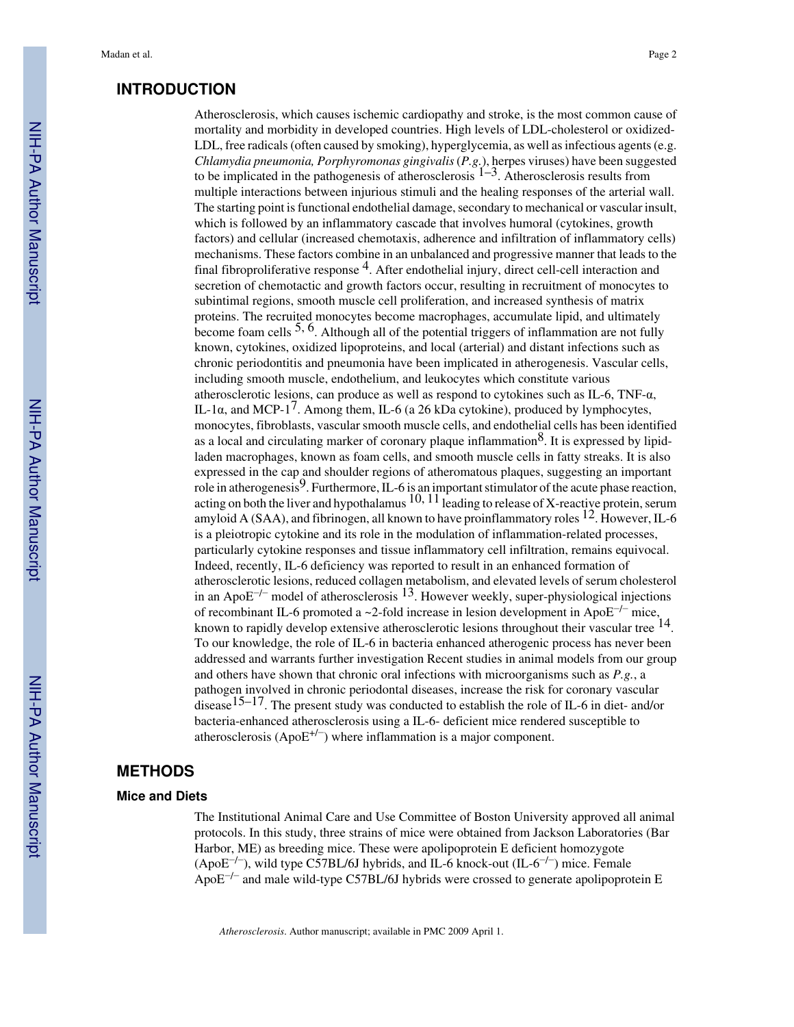## INTRODUCTION

Atherosclerosis, which causes ischemic cardiopathy and stroke, is the most common cause of mortality and morbidity in developed countries. High levels of LDL-cholesterol or oxidized-LDL, free radicals (often caused by smoking), hyperglycemia, as well as infectious agents (e.g. *Chlamydia pneumonia, Porphyromonas gingivalis* (*P.g.*), herpes viruses) have been suggested to be implicated in the pathogenesis of atherosclerosis [1–3]. Atherosclerosis results from multiple interactions between injurious stimuli and the healing responses of the arterial wall. The starting point is functional endothelial damage, secondary to mechanical or vascular insult, which is followed by an inflammatory cascade that involves humoral (cytokines, growth factors) and cellular (increased chemotaxis, adherence and infiltration of inflammatory cells) mechanisms. These factors combine in an unbalanced and progressive manner that leads to the final fibroproliferative response [4]. After endothelial injury, direct cell-cell interaction and secretion of chemotactic and growth factors occur, resulting in recruitment of monocytes to subintimal regions, smooth muscle cell proliferation, and increased synthesis of matrix proteins. The recruited monocytes become macrophages, accumulate lipid, and ultimately become foam cells [5, 6]. Although all of the potential triggers of inflammation are not fully known, cytokines, oxidized lipoproteins, and local (arterial) and distant infections such as chronic periodontitis and pneumonia have been implicated in atherogenesis. Vascular cells, including smooth muscle, endothelium, and leukocytes which constitute various atherosclerotic lesions, can produce as well as respond to cytokines such as IL-6, TNF-α, IL-1α, and MCP-1[7]. Among them, IL-6 (a 26 kDa cytokine), produced by lymphocytes, monocytes, fibroblasts, vascular smooth muscle cells, and endothelial cells has been identified as a local and circulating marker of coronary plaque inflammation[8]. It is expressed by lipid-laden macrophages, known as foam cells, and smooth muscle cells in fatty streaks. It is also expressed in the cap and shoulder regions of atheromatous plaques, suggesting an important role in atherogenesis[9]. Furthermore, IL-6 is an important stimulator of the acute phase reaction, acting on both the liver and hypothalamus [10, 11] leading to release of X-reactive protein, serum amyloid A (SAA), and fibrinogen, all known to have proinflammatory roles [12]. However, IL-6 is a pleiotropic cytokine and its role in the modulation of inflammation-related processes, particularly cytokine responses and tissue inflammatory cell infiltration, remains equivocal. Indeed, recently, IL-6 deficiency was reported to result in an enhanced formation of atherosclerotic lesions, reduced collagen metabolism, and elevated levels of serum cholesterol in an $ApoE^{-/-}$ model of atherosclerosis [13]. However weekly, super-physiological injections of recombinant IL-6 promoted a ~2-fold increase in lesion development in $ApoE^{-/-}$ mice, known to rapidly develop extensive atherosclerotic lesions throughout their vascular tree [14]. To our knowledge, the role of IL-6 in bacteria enhanced atherogenic process has never been addressed and warrants further investigation Recent studies in animal models from our group and others have shown that chronic oral infections with microorganisms such as *P.g.*, a pathogen involved in chronic periodontal diseases, increase the risk for coronary vascular disease[15–17]. The present study was conducted to establish the role of IL-6 in diet- and/or bacteria-enhanced atherosclerosis using a IL-6- deficient mice rendered susceptible to atherosclerosis ($ApoE^{+/-}$) where inflammation is a major component.

## METHODS

### Mice and Diets

The Institutional Animal Care and Use Committee of Boston University approved all animal protocols. In this study, three strains of mice were obtained from Jackson Laboratories (Bar Harbor, ME) as breeding mice. These were apolipoprotein E deficient homozygote ($ApoE^{-/-}$), wild type C57BL/6J hybrids, and IL-6 knock-out ($IL\text{-}6^{-/-}$) mice. Female $ApoE^{-/-}$ and male wild-type C57BL/6J hybrids were crossed to generate apolipoprotein E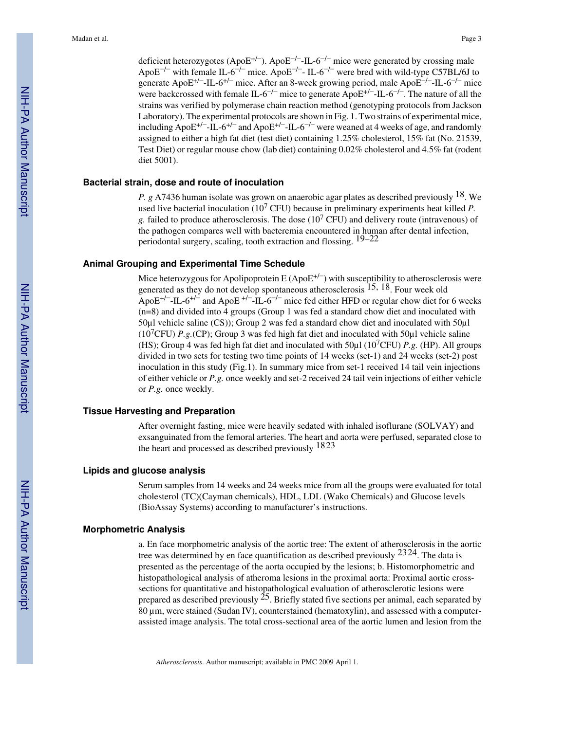deficient heterozygotes ($ApoE^{+/-}$). $ApoE^{-/-}$-$IL\text{-}6^{-/-}$ mice were generated by crossing male $ApoE^{-/-}$ with female $IL\text{-}6^{-/-}$ mice. $ApoE^{-/-}$- $IL\text{-}6^{-/-}$ were bred with wild-type C57BL/6J to generate $ApoE^{+/-}$-$IL\text{-}6^{+/-}$ mice. After an 8-week growing period, male $ApoE^{-/-}$-$IL\text{-}6^{-/-}$ mice were backcrossed with female $IL\text{-}6^{-/-}$ mice to generate $ApoE^{+/-}$-$IL\text{-}6^{-/-}$. The nature of all the strains was verified by polymerase chain reaction method (genotyping protocols from Jackson Laboratory). The experimental protocols are shown in Fig. 1. Two strains of experimental mice, including $ApoE^{+/-}$-$IL\text{-}6^{+/-}$ and $ApoE^{+/-}$-$IL\text{-}6^{-/-}$ were weaned at 4 weeks of age, and randomly assigned to either a high fat diet (test diet) containing 1.25% cholesterol, 15% fat (No. 21539, Test Diet) or regular mouse chow (lab diet) containing 0.02% cholesterol and 4.5% fat (rodent diet 5001).

### Bacterial strain, dose and route of inoculation

*P. g* A7436 human isolate was grown on anaerobic agar plates as described previously [18]. We used live bacterial inoculation ($10^7$ CFU) because in preliminary experiments heat killed *P. g.* failed to produce atherosclerosis. The dose ($10^7$ CFU) and delivery route (intravenous) of the pathogen compares well with bacteremia encountered in human after dental infection, periodontal surgery, scaling, tooth extraction and flossing. [19–22]

### Animal Grouping and Experimental Time Schedule

Mice heterozygous for Apolipoprotein E ($ApoE^{+/-}$) with susceptibility to atherosclerosis were generated as they do not develop spontaneous atherosclerosis [15, 18]. Four week old $ApoE^{+/-}$-$IL\text{-}6^{+/-}$ and ApoE $^{+/-}$-$IL\text{-}6^{-/-}$ mice fed either HFD or regular chow diet for 6 weeks (n=8) and divided into 4 groups (Group 1 was fed a standard chow diet and inoculated with 50µl vehicle saline (CS)); Group 2 was fed a standard chow diet and inoculated with 50µl ($10^7$CFU) *P.g.*(CP); Group 3 was fed high fat diet and inoculated with 50µl vehicle saline (HS); Group 4 was fed high fat diet and inoculated with 50µl ($10^7$CFU) *P.g.* (HP). All groups divided in two sets for testing two time points of 14 weeks (set-1) and 24 weeks (set-2) post inoculation in this study (Fig.1). In summary mice from set-1 received 14 tail vein injections of either vehicle or *P.g.* once weekly and set-2 received 24 tail vein injections of either vehicle or *P.g.* once weekly.

### Tissue Harvesting and Preparation

After overnight fasting, mice were heavily sedated with inhaled isoflurane (SOLVAY) and exsanguinated from the femoral arteries. The heart and aorta were perfused, separated close to the heart and processed as described previously [18, 23]

### Lipids and glucose analysis

Serum samples from 14 weeks and 24 weeks mice from all the groups were evaluated for total cholesterol (TC)(Cayman chemicals), HDL, LDL (Wako Chemicals) and Glucose levels (BioAssay Systems) according to manufacturer's instructions.

### Morphometric Analysis

a. En face morphometric analysis of the aortic tree: The extent of atherosclerosis in the aortic tree was determined by en face quantification as described previously [23, 24]. The data is presented as the percentage of the aorta occupied by the lesions; b. Histomorphometric and histopathological analysis of atheroma lesions in the proximal aorta: Proximal aortic cross-sections for quantitative and histopathological evaluation of atherosclerotic lesions were prepared as described previously [25]. Briefly stated five sections per animal, each separated by 80 µm, were stained (Sudan IV), counterstained (hematoxylin), and assessed with a computer-assisted image analysis. The total cross-sectional area of the aortic lumen and lesion from the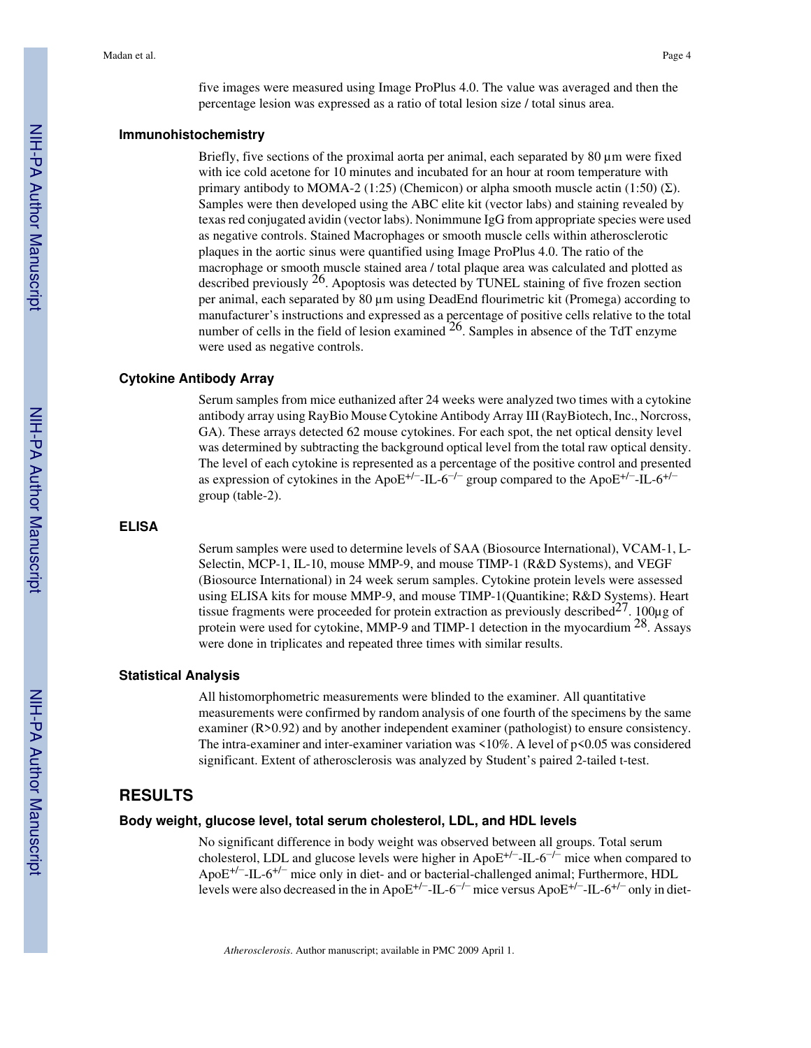five images were measured using Image ProPlus 4.0. The value was averaged and then the percentage lesion was expressed as a ratio of total lesion size / total sinus area.

### Immunohistochemistry

Briefly, five sections of the proximal aorta per animal, each separated by 80 µm were fixed with ice cold acetone for 10 minutes and incubated for an hour at room temperature with primary antibody to MOMA-2 (1:25) (Chemicon) or alpha smooth muscle actin (1:50) (Σ). Samples were then developed using the ABC elite kit (vector labs) and staining revealed by texas red conjugated avidin (vector labs). Nonimmune IgG from appropriate species were used as negative controls. Stained Macrophages or smooth muscle cells within atherosclerotic plaques in the aortic sinus were quantified using Image ProPlus 4.0. The ratio of the macrophage or smooth muscle stained area / total plaque area was calculated and plotted as described previously [26]. Apoptosis was detected by TUNEL staining of five frozen section per animal, each separated by 80 µm using DeadEnd flourimetric kit (Promega) according to manufacturer's instructions and expressed as a percentage of positive cells relative to the total number of cells in the field of lesion examined [26]. Samples in absence of the TdT enzyme were used as negative controls.

### Cytokine Antibody Array

Serum samples from mice euthanized after 24 weeks were analyzed two times with a cytokine antibody array using RayBio Mouse Cytokine Antibody Array III (RayBiotech, Inc., Norcross, GA). These arrays detected 62 mouse cytokines. For each spot, the net optical density level was determined by subtracting the background optical level from the total raw optical density. The level of each cytokine is represented as a percentage of the positive control and presented as expression of cytokines in the ApoE$^{+/-}$-IL-6$^{-/-}$ group compared to the ApoE$^{+/-}$-IL-6$^{+/-}$ group (table-2).

### ELISA

Serum samples were used to determine levels of SAA (Biosource International), VCAM-1, L-Selectin, MCP-1, IL-10, mouse MMP-9, and mouse TIMP-1 (R&D Systems), and VEGF (Biosource International) in 24 week serum samples. Cytokine protein levels were assessed using ELISA kits for mouse MMP-9, and mouse TIMP-1(Quantikine; R&D Systems). Heart tissue fragments were proceeded for protein extraction as previously described[27]. 100µg of protein were used for cytokine, MMP-9 and TIMP-1 detection in the myocardium [28]. Assays were done in triplicates and repeated three times with similar results.

### Statistical Analysis

All histomorphometric measurements were blinded to the examiner. All quantitative measurements were confirmed by random analysis of one fourth of the specimens by the same examiner (R>0.92) and by another independent examiner (pathologist) to ensure consistency. The intra-examiner and inter-examiner variation was <10%. A level of $p<0.05$ was considered significant. Extent of atherosclerosis was analyzed by Student's paired 2-tailed t-test.

## RESULTS

### Body weight, glucose level, total serum cholesterol, LDL, and HDL levels

No significant difference in body weight was observed between all groups. Total serum cholesterol, LDL and glucose levels were higher in ApoE$^{+/-}$-IL-6$^{-/-}$ mice when compared to ApoE$^{+/-}$-IL-6$^{+/-}$ mice only in diet- and or bacterial-challenged animal; Furthermore, HDL levels were also decreased in the in ApoE$^{+/-}$-IL-6$^{-/-}$ mice versus ApoE$^{+/-}$-IL-6$^{+/-}$ only in diet-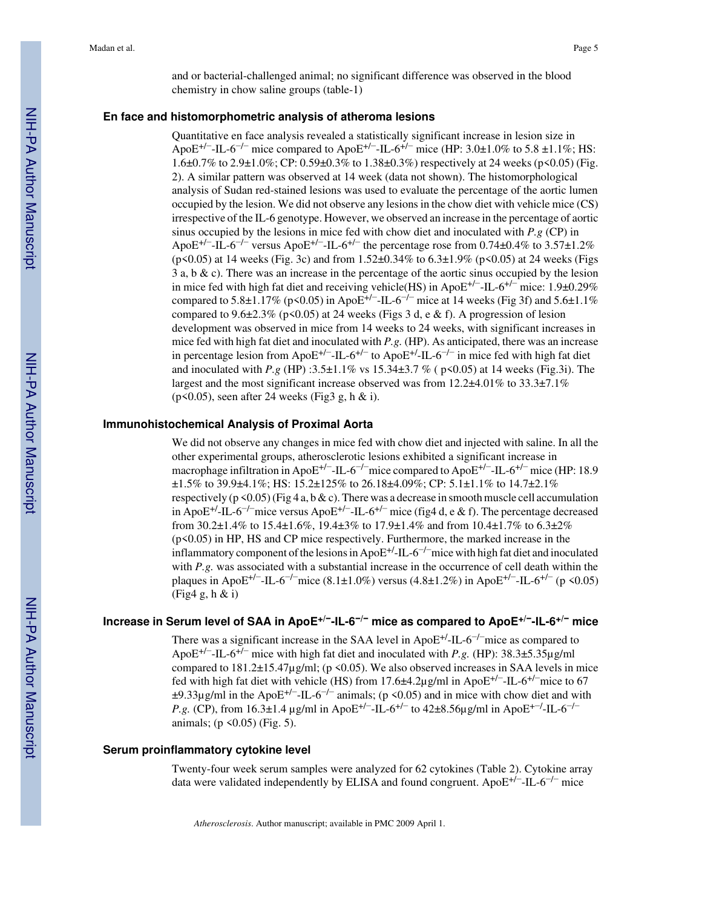and or bacterial-challenged animal; no significant difference was observed in the blood chemistry in chow saline groups (table-1)

### En face and histomorphometric analysis of atheroma lesions

Quantitative en face analysis revealed a statistically significant increase in lesion size in ApoE$^{+/-}$-IL-6$^{-/-}$ mice compared to ApoE$^{+/-}$-IL-6$^{+/-}$ mice (HP: 3.0±1.0% to 5.8 ±1.1%; HS: 1.6±0.7% to 2.9±1.0%; CP: 0.59±0.3% to 1.38±0.3%) respectively at 24 weeks ($p<0.05$) (Fig. 2). A similar pattern was observed at 14 week (data not shown). The histomorphological analysis of Sudan red-stained lesions was used to evaluate the percentage of the aortic lumen occupied by the lesion. We did not observe any lesions in the chow diet with vehicle mice (CS) irrespective of the IL-6 genotype. However, we observed an increase in the percentage of aortic sinus occupied by the lesions in mice fed with chow diet and inoculated with *P.g* (CP) in ApoE$^{+/-}$-IL-6$^{-/-}$ versus ApoE$^{+/-}$-IL-6$^{+/-}$ the percentage rose from 0.74±0.4% to 3.57±1.2% ($p<0.05$) at 14 weeks (Fig. 3c) and from 1.52±0.34% to 6.3±1.9% ($p<0.05$) at 24 weeks (Figs 3 a, b & c). There was an increase in the percentage of the aortic sinus occupied by the lesion in mice fed with high fat diet and receiving vehicle(HS) in ApoE$^{+/-}$-IL-6$^{+/-}$ mice: 1.9±0.29% compared to 5.8±1.17% ($p<0.05$) in ApoE$^{+/-}$-IL-6$^{-/-}$ mice at 14 weeks (Fig 3f) and 5.6±1.1% compared to 9.6±2.3% ($p<0.05$) at 24 weeks (Figs 3 d, e & f). A progression of lesion development was observed in mice from 14 weeks to 24 weeks, with significant increases in mice fed with high fat diet and inoculated with *P.g.* (HP). As anticipated, there was an increase in percentage lesion from ApoE$^{+/-}$-IL-6$^{+/-}$ to ApoE$^{+/}$-IL-6$^{-/-}$ in mice fed with high fat diet and inoculated with *P.g* (HP) :3.5±1.1% vs 15.34±3.7 % ( $p<0.05$) at 14 weeks (Fig.3i). The largest and the most significant increase observed was from 12.2±4.01% to 33.3±7.1% ($p<0.05$), seen after 24 weeks (Fig3 g, h & i).

### Immunohistochemical Analysis of Proximal Aorta

We did not observe any changes in mice fed with chow diet and injected with saline. In all the other experimental groups, atherosclerotic lesions exhibited a significant increase in macrophage infiltration in ApoE$^{+/-}$-IL-6$^{-/-}$mice compared to ApoE$^{+/-}$-IL-6$^{+/-}$ mice (HP: 18.9 ±1.5% to 39.9±4.1%; HS: 15.2±125% to 26.18±4.09%; CP: 5.1±1.1% to 14.7±2.1% respectively ($p<0.05$) (Fig 4 a, b & c). There was a decrease in smooth muscle cell accumulation in ApoE$^{+/}$-IL-6$^{-/-}$mice versus ApoE$^{+/-}$-IL-6$^{+/-}$ mice (fig4 d, e & f). The percentage decreased from 30.2±1.4% to 15.4±1.6%, 19.4±3% to 17.9±1.4% and from 10.4±1.7% to 6.3±2% ($p<0.05$) in HP, HS and CP mice respectively. Furthermore, the marked increase in the inflammatory component of the lesions in ApoE$^{+/}$-IL-6$^{-/-}$mice with high fat diet and inoculated with *P.g.* was associated with a substantial increase in the occurrence of cell death within the plaques in ApoE$^{+/-}$-IL-6$^{-/-}$mice (8.1±1.0%) versus (4.8±1.2%) in ApoE$^{+/-}$-IL-6$^{+/-}$ ($p<0.05$) (Fig4 g, h & i)

### Increase in Serum level of SAA in ApoE$^{+/-}$-IL-6$^{-/-}$ mice as compared to ApoE$^{+/-}$-IL-6$^{+/-}$ mice

There was a significant increase in the SAA level in ApoE$^{+/}$-IL-6$^{-/-}$mice as compared to ApoE$^{+/-}$-IL-6$^{+/-}$ mice with high fat diet and inoculated with *P.g.* (HP): 38.3±5.35µg/ml compared to 181.2±15.47µg/ml; ($p<0.05$). We also observed increases in SAA levels in mice fed with high fat diet with vehicle (HS) from 17.6±4.2µg/ml in ApoE$^{+/-}$-IL-6$^{+/-}$mice to 67 ±9.33µg/ml in the ApoE$^{+/-}$-IL-6$^{-/-}$ animals; ($p<0.05$) and in mice with chow diet and with *P.g.* (CP), from 16.3±1.4 µg/ml in ApoE$^{+/-}$-IL-6$^{+/-}$ to 42±8.56µg/ml in ApoE$^{+-/}$-IL-6$^{-/-}$ animals; ($p<0.05$) (Fig. 5).

### Serum proinflammatory cytokine level

Twenty-four week serum samples were analyzed for 62 cytokines (Table 2). Cytokine array data were validated independently by ELISA and found congruent. ApoE$^{+/-}$-IL-6$^{-/-}$ mice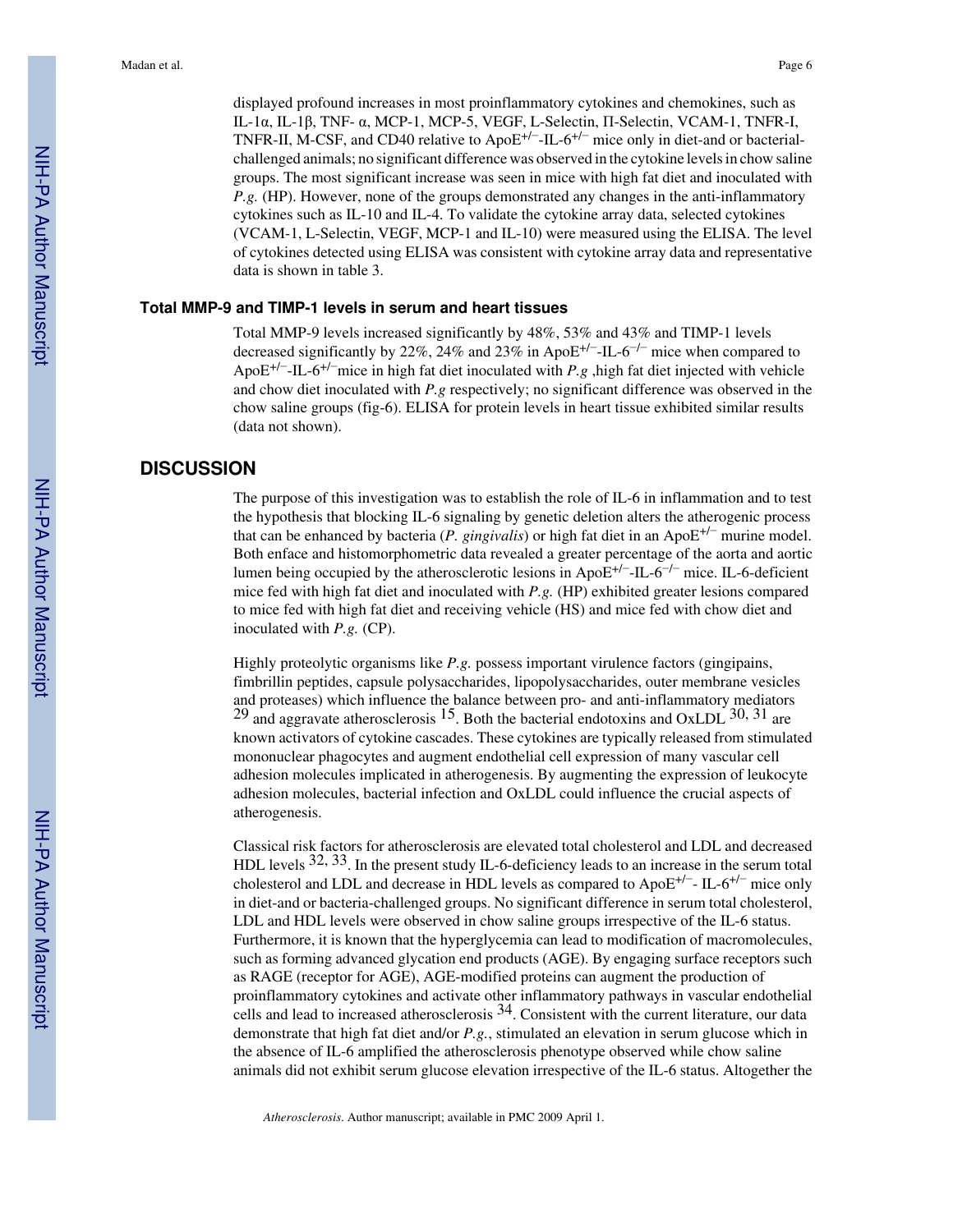displayed profound increases in most proinflammatory cytokines and chemokines, such as IL-1α, IL-1β, TNF- α, MCP-1, MCP-5, VEGF, L-Selectin, Π-Selectin, VCAM-1, TNFR-I, TNFR-II, M-CSF, and CD40 relative to ApoE$^{+/-}$-IL-6$^{+/-}$ mice only in diet-and or bacterial-challenged animals; no significant difference was observed in the cytokine levels in chow saline groups. The most significant increase was seen in mice with high fat diet and inoculated with *P.g.* (HP). However, none of the groups demonstrated any changes in the anti-inflammatory cytokines such as IL-10 and IL-4. To validate the cytokine array data, selected cytokines (VCAM-1, L-Selectin, VEGF, MCP-1 and IL-10) were measured using the ELISA. The level of cytokines detected using ELISA was consistent with cytokine array data and representative data is shown in table 3.

### Total MMP-9 and TIMP-1 levels in serum and heart tissues

Total MMP-9 levels increased significantly by 48%, 53% and 43% and TIMP-1 levels decreased significantly by 22%, 24% and 23% in ApoE$^{+/-}$-IL-6$^{-/-}$ mice when compared to ApoE$^{+/-}$-IL-6$^{+/-}$mice in high fat diet inoculated with *P.g* ,high fat diet injected with vehicle and chow diet inoculated with *P.g* respectively; no significant difference was observed in the chow saline groups (fig-6). ELISA for protein levels in heart tissue exhibited similar results (data not shown).

## DISCUSSION

The purpose of this investigation was to establish the role of IL-6 in inflammation and to test the hypothesis that blocking IL-6 signaling by genetic deletion alters the atherogenic process that can be enhanced by bacteria (*P. gingivalis*) or high fat diet in an ApoE$^{+/-}$ murine model. Both enface and histomorphometric data revealed a greater percentage of the aorta and aortic lumen being occupied by the atherosclerotic lesions in ApoE$^{+/-}$-IL-6$^{-/-}$ mice. IL-6-deficient mice fed with high fat diet and inoculated with *P.g.* (HP) exhibited greater lesions compared to mice fed with high fat diet and receiving vehicle (HS) and mice fed with chow diet and inoculated with *P.g.* (CP).

Highly proteolytic organisms like *P.g.* possess important virulence factors (gingipains, fimbrillin peptides, capsule polysaccharides, lipopolysaccharides, outer membrane vesicles and proteases) which influence the balance between pro- and anti-inflammatory mediators [29] and aggravate atherosclerosis [15]. Both the bacterial endotoxins and OxLDL [30, 31] are known activators of cytokine cascades. These cytokines are typically released from stimulated mononuclear phagocytes and augment endothelial cell expression of many vascular cell adhesion molecules implicated in atherogenesis. By augmenting the expression of leukocyte adhesion molecules, bacterial infection and OxLDL could influence the crucial aspects of atherogenesis.

Classical risk factors for atherosclerosis are elevated total cholesterol and LDL and decreased HDL levels [32, 33]. In the present study IL-6-deficiency leads to an increase in the serum total cholesterol and LDL and decrease in HDL levels as compared to ApoE$^{+/-}$- IL-6$^{+/-}$ mice only in diet-and or bacteria-challenged groups. No significant difference in serum total cholesterol, LDL and HDL levels were observed in chow saline groups irrespective of the IL-6 status. Furthermore, it is known that the hyperglycemia can lead to modification of macromolecules, such as forming advanced glycation end products (AGE). By engaging surface receptors such as RAGE (receptor for AGE), AGE-modified proteins can augment the production of proinflammatory cytokines and activate other inflammatory pathways in vascular endothelial cells and lead to increased atherosclerosis [34]. Consistent with the current literature, our data demonstrate that high fat diet and/or *P.g.*, stimulated an elevation in serum glucose which in the absence of IL-6 amplified the atherosclerosis phenotype observed while chow saline animals did not exhibit serum glucose elevation irrespective of the IL-6 status. Altogether the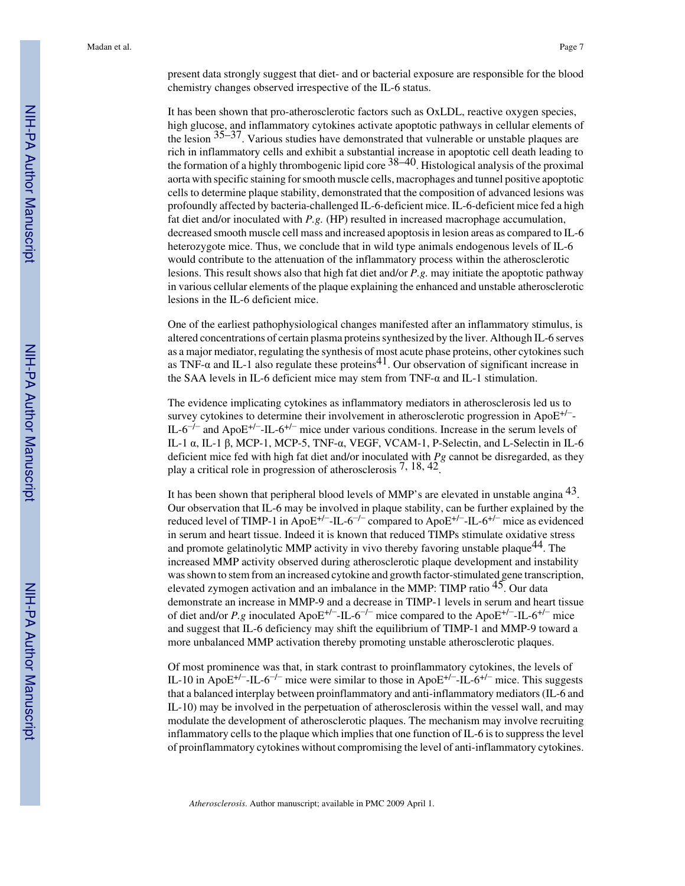present data strongly suggest that diet- and or bacterial exposure are responsible for the blood chemistry changes observed irrespective of the IL-6 status.

It has been shown that pro-atherosclerotic factors such as OxLDL, reactive oxygen species, high glucose, and inflammatory cytokines activate apoptotic pathways in cellular elements of the lesion [35–37]. Various studies have demonstrated that vulnerable or unstable plaques are rich in inflammatory cells and exhibit a substantial increase in apoptotic cell death leading to the formation of a highly thrombogenic lipid core [38–40]. Histological analysis of the proximal aorta with specific staining for smooth muscle cells, macrophages and tunnel positive apoptotic cells to determine plaque stability, demonstrated that the composition of advanced lesions was profoundly affected by bacteria-challenged IL-6-deficient mice. IL-6-deficient mice fed a high fat diet and/or inoculated with *P.g.* (HP) resulted in increased macrophage accumulation, decreased smooth muscle cell mass and increased apoptosis in lesion areas as compared to IL-6 heterozygote mice. Thus, we conclude that in wild type animals endogenous levels of IL-6 would contribute to the attenuation of the inflammatory process within the atherosclerotic lesions. This result shows also that high fat diet and/or *P.g.* may initiate the apoptotic pathway in various cellular elements of the plaque explaining the enhanced and unstable atherosclerotic lesions in the IL-6 deficient mice.

One of the earliest pathophysiological changes manifested after an inflammatory stimulus, is altered concentrations of certain plasma proteins synthesized by the liver. Although IL-6 serves as a major mediator, regulating the synthesis of most acute phase proteins, other cytokines such as TNF-α and IL-1 also regulate these proteins[41]. Our observation of significant increase in the SAA levels in IL-6 deficient mice may stem from TNF-α and IL-1 stimulation.

The evidence implicating cytokines as inflammatory mediators in atherosclerosis led us to survey cytokines to determine their involvement in atherosclerotic progression in ApoE$^{+/-}$-IL-6$^{-/-}$ and ApoE$^{+/-}$-IL-6$^{+/-}$ mice under various conditions. Increase in the serum levels of IL-1 α, IL-1 β, MCP-1, MCP-5, TNF-α, VEGF, VCAM-1, P-Selectin, and L-Selectin in IL-6 deficient mice fed with high fat diet and/or inoculated with *Pg* cannot be disregarded, as they play a critical role in progression of atherosclerosis [7, 18, 42].

It has been shown that peripheral blood levels of MMP's are elevated in unstable angina [43]. Our observation that IL-6 may be involved in plaque stability, can be further explained by the reduced level of TIMP-1 in ApoE$^{+/-}$-IL-6$^{-/-}$ compared to ApoE$^{+/-}$-IL-6$^{+/-}$ mice as evidenced in serum and heart tissue. Indeed it is known that reduced TIMPs stimulate oxidative stress and promote gelatinolytic MMP activity in vivo thereby favoring unstable plaque[44]. The increased MMP activity observed during atherosclerotic plaque development and instability was shown to stem from an increased cytokine and growth factor-stimulated gene transcription, elevated zymogen activation and an imbalance in the MMP: TIMP ratio [45]. Our data demonstrate an increase in MMP-9 and a decrease in TIMP-1 levels in serum and heart tissue of diet and/or *P.g* inoculated ApoE$^{+/-}$-IL-6$^{-/-}$ mice compared to the ApoE$^{+/-}$-IL-6$^{+/-}$ mice and suggest that IL-6 deficiency may shift the equilibrium of TIMP-1 and MMP-9 toward a more unbalanced MMP activation thereby promoting unstable atherosclerotic plaques.

Of most prominence was that, in stark contrast to proinflammatory cytokines, the levels of IL-10 in ApoE$^{+/-}$-IL-6$^{-/-}$ mice were similar to those in ApoE$^{+/-}$-IL-6$^{+/-}$ mice. This suggests that a balanced interplay between proinflammatory and anti-inflammatory mediators (IL-6 and IL-10) may be involved in the perpetuation of atherosclerosis within the vessel wall, and may modulate the development of atherosclerotic plaques. The mechanism may involve recruiting inflammatory cells to the plaque which implies that one function of IL-6 is to suppress the level of proinflammatory cytokines without compromising the level of anti-inflammatory cytokines.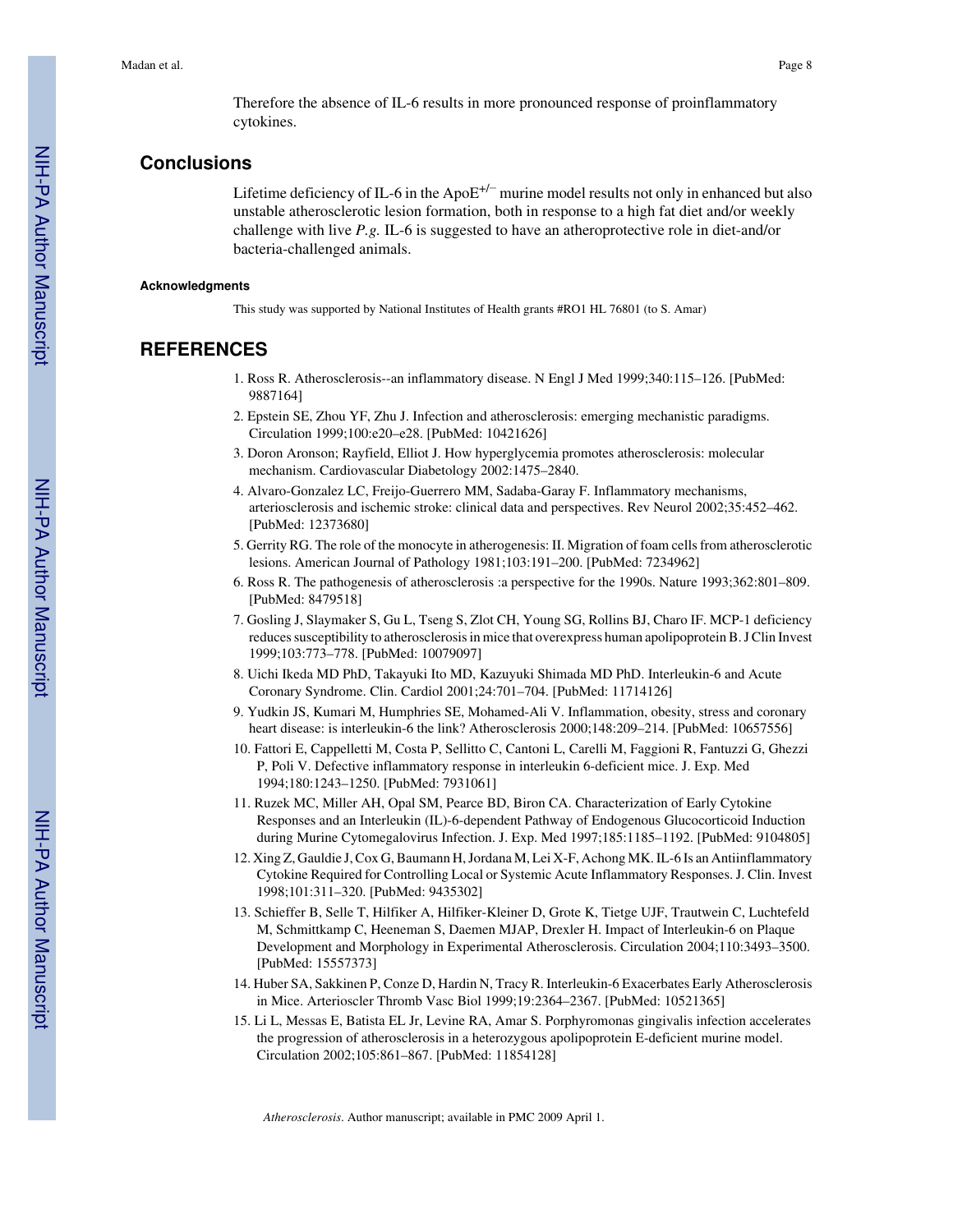Therefore the absence of IL-6 results in more pronounced response of proinflammatory cytokines.

## Conclusions

Lifetime deficiency of IL-6 in the $ApoE^{+/-}$ murine model results not only in enhanced but also unstable atherosclerotic lesion formation, both in response to a high fat diet and/or weekly challenge with live *P.g.* IL-6 is suggested to have an atheroprotective role in diet-and/or bacteria-challenged animals.

### Acknowledgments

This study was supported by National Institutes of Health grants #RO1 HL 76801 (to S. Amar)

## REFERENCES

1. Ross R. Atherosclerosis--an inflammatory disease. N Engl J Med 1999;340:115–126. [PubMed: 9887164]
2. Epstein SE, Zhou YF, Zhu J. Infection and atherosclerosis: emerging mechanistic paradigms. Circulation 1999;100:e20–e28. [PubMed: 10421626]
3. Doron Aronson; Rayfield, Elliot J. How hyperglycemia promotes atherosclerosis: molecular mechanism. Cardiovascular Diabetology 2002:1475–2840.
4. Alvaro-Gonzalez LC, Freijo-Guerrero MM, Sadaba-Garay F. Inflammatory mechanisms, arteriosclerosis and ischemic stroke: clinical data and perspectives. Rev Neurol 2002;35:452–462. [PubMed: 12373680]
5. Gerrity RG. The role of the monocyte in atherogenesis: II. Migration of foam cells from atherosclerotic lesions. American Journal of Pathology 1981;103:191–200. [PubMed: 7234962]
6. Ross R. The pathogenesis of atherosclerosis :a perspective for the 1990s. Nature 1993;362:801–809. [PubMed: 8479518]
7. Gosling J, Slaymaker S, Gu L, Tseng S, Zlot CH, Young SG, Rollins BJ, Charo IF. MCP-1 deficiency reduces susceptibility to atherosclerosis in mice that overexpress human apolipoprotein B. J Clin Invest 1999;103:773–778. [PubMed: 10079097]
8. Uichi Ikeda MD PhD, Takayuki Ito MD, Kazuyuki Shimada MD PhD. Interleukin-6 and Acute Coronary Syndrome. Clin. Cardiol 2001;24:701–704. [PubMed: 11714126]
9. Yudkin JS, Kumari M, Humphries SE, Mohamed-Ali V. Inflammation, obesity, stress and coronary heart disease: is interleukin-6 the link? Atherosclerosis 2000;148:209–214. [PubMed: 10657556]
10. Fattori E, Cappelletti M, Costa P, Sellitto C, Cantoni L, Carelli M, Faggioni R, Fantuzzi G, Ghezzi P, Poli V. Defective inflammatory response in interleukin 6-deficient mice. J. Exp. Med 1994;180:1243–1250. [PubMed: 7931061]
11. Ruzek MC, Miller AH, Opal SM, Pearce BD, Biron CA. Characterization of Early Cytokine Responses and an Interleukin (IL)-6-dependent Pathway of Endogenous Glucocorticoid Induction during Murine Cytomegalovirus Infection. J. Exp. Med 1997;185:1185–1192. [PubMed: 9104805]
12. Xing Z, Gauldie J, Cox G, Baumann H, Jordana M, Lei X-F, Achong MK. IL-6 Is an Antiinflammatory Cytokine Required for Controlling Local or Systemic Acute Inflammatory Responses. J. Clin. Invest 1998;101:311–320. [PubMed: 9435302]
13. Schieffer B, Selle T, Hilfiker A, Hilfiker-Kleiner D, Grote K, Tietge UJF, Trautwein C, Luchtefeld M, Schmittkamp C, Heeneman S, Daemen MJAP, Drexler H. Impact of Interleukin-6 on Plaque Development and Morphology in Experimental Atherosclerosis. Circulation 2004;110:3493–3500. [PubMed: 15557373]
14. Huber SA, Sakkinen P, Conze D, Hardin N, Tracy R. Interleukin-6 Exacerbates Early Atherosclerosis in Mice. Arterioscler Thromb Vasc Biol 1999;19:2364–2367. [PubMed: 10521365]
15. Li L, Messas E, Batista EL Jr, Levine RA, Amar S. Porphyromonas gingivalis infection accelerates the progression of atherosclerosis in a heterozygous apolipoprotein E-deficient murine model. Circulation 2002;105:861–867. [PubMed: 11854128]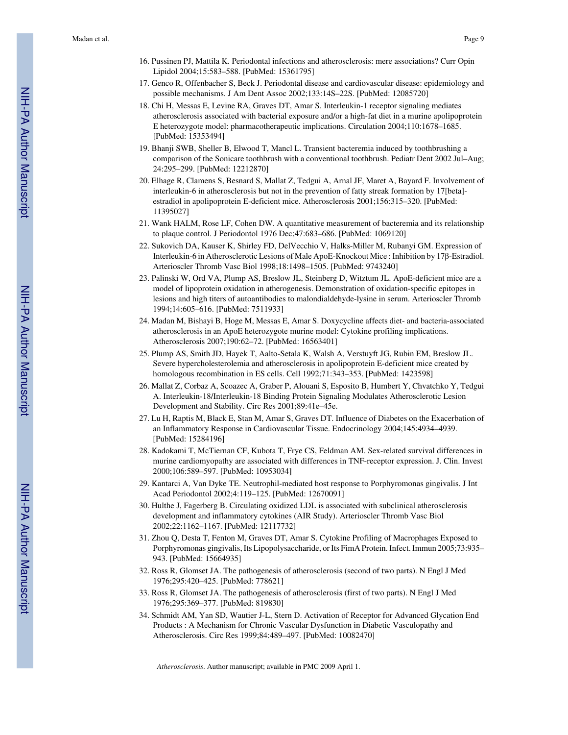16. Pussinen PJ, Mattila K. Periodontal infections and atherosclerosis: mere associations? Curr Opin Lipidol 2004;15:583–588. [PubMed: 15361795]
17. Genco R, Offenbacher S, Beck J. Periodontal disease and cardiovascular disease: epidemiology and possible mechanisms. J Am Dent Assoc 2002;133:14S–22S. [PubMed: 12085720]
18. Chi H, Messas E, Levine RA, Graves DT, Amar S. Interleukin-1 receptor signaling mediates atherosclerosis associated with bacterial exposure and/or a high-fat diet in a murine apolipoprotein E heterozygote model: pharmacotherapeutic implications. Circulation 2004;110:1678–1685. [PubMed: 15353494]
19. Bhanji SWB, Sheller B, Elwood T, Mancl L. Transient bacteremia induced by toothbrushing a comparison of the Sonicare toothbrush with a conventional toothbrush. Pediatr Dent 2002 Jul–Aug; 24:295–299. [PubMed: 12212870]
20. Elhage R, Clamens S, Besnard S, Mallat Z, Tedgui A, Arnal JF, Maret A, Bayard F. Involvement of interleukin-6 in atherosclerosis but not in the prevention of fatty streak formation by 17[beta]-estradiol in apolipoprotein E-deficient mice. Atherosclerosis 2001;156:315–320. [PubMed: 11395027]
21. Wank HALM, Rose LF, Cohen DW. A quantitative measurement of bacteremia and its relationship to plaque control. J Periodontol 1976 Dec;47:683–686. [PubMed: 1069120]
22. Sukovich DA, Kauser K, Shirley FD, DelVecchio V, Halks-Miller M, Rubanyi GM. Expression of Interleukin-6 in Atherosclerotic Lesions of Male ApoE-Knockout Mice : Inhibition by 17β-Estradiol. Arterioscler Thromb Vasc Biol 1998;18:1498–1505. [PubMed: 9743240]
23. Palinski W, Ord VA, Plump AS, Breslow JL, Steinberg D, Witztum JL. ApoE-deficient mice are a model of lipoprotein oxidation in atherogenesis. Demonstration of oxidation-specific epitopes in lesions and high titers of autoantibodies to malondialdehyde-lysine in serum. Arterioscler Thromb 1994;14:605–616. [PubMed: 7511933]
24. Madan M, Bishayi B, Hoge M, Messas E, Amar S. Doxycycline affects diet- and bacteria-associated atherosclerosis in an ApoE heterozygote murine model: Cytokine profiling implications. Atherosclerosis 2007;190:62–72. [PubMed: 16563401]
25. Plump AS, Smith JD, Hayek T, Aalto-Setala K, Walsh A, Verstuyft JG, Rubin EM, Breslow JL. Severe hypercholesterolemia and atherosclerosis in apolipoprotein E-deficient mice created by homologous recombination in ES cells. Cell 1992;71:343–353. [PubMed: 1423598]
26. Mallat Z, Corbaz A, Scoazec A, Graber P, Alouani S, Esposito B, Humbert Y, Chvatchko Y, Tedgui A. Interleukin-18/Interleukin-18 Binding Protein Signaling Modulates Atherosclerotic Lesion Development and Stability. Circ Res 2001;89:41e–45e.
27. Lu H, Raptis M, Black E, Stan M, Amar S, Graves DT. Influence of Diabetes on the Exacerbation of an Inflammatory Response in Cardiovascular Tissue. Endocrinology 2004;145:4934–4939. [PubMed: 15284196]
28. Kadokami T, McTiernan CF, Kubota T, Frye CS, Feldman AM. Sex-related survival differences in murine cardiomyopathy are associated with differences in TNF-receptor expression. J. Clin. Invest 2000;106:589–597. [PubMed: 10953034]
29. Kantarci A, Van Dyke TE. Neutrophil-mediated host response to Porphyromonas gingivalis. J Int Acad Periodontol 2002;4:119–125. [PubMed: 12670091]
30. Hulthe J, Fagerberg B. Circulating oxidized LDL is associated with subclinical atherosclerosis development and inflammatory cytokines (AIR Study). Arterioscler Thromb Vasc Biol 2002;22:1162–1167. [PubMed: 12117732]
31. Zhou Q, Desta T, Fenton M, Graves DT, Amar S. Cytokine Profiling of Macrophages Exposed to Porphyromonas gingivalis, Its Lipopolysaccharide, or Its FimA Protein. Infect. Immun 2005;73:935–943. [PubMed: 15664935]
32. Ross R, Glomset JA. The pathogenesis of atherosclerosis (second of two parts). N Engl J Med 1976;295:420–425. [PubMed: 778621]
33. Ross R, Glomset JA. The pathogenesis of atherosclerosis (first of two parts). N Engl J Med 1976;295:369–377. [PubMed: 819830]
34. Schmidt AM, Yan SD, Wautier J-L, Stern D. Activation of Receptor for Advanced Glycation End Products : A Mechanism for Chronic Vascular Dysfunction in Diabetic Vasculopathy and Atherosclerosis. Circ Res 1999;84:489–497. [PubMed: 10082470]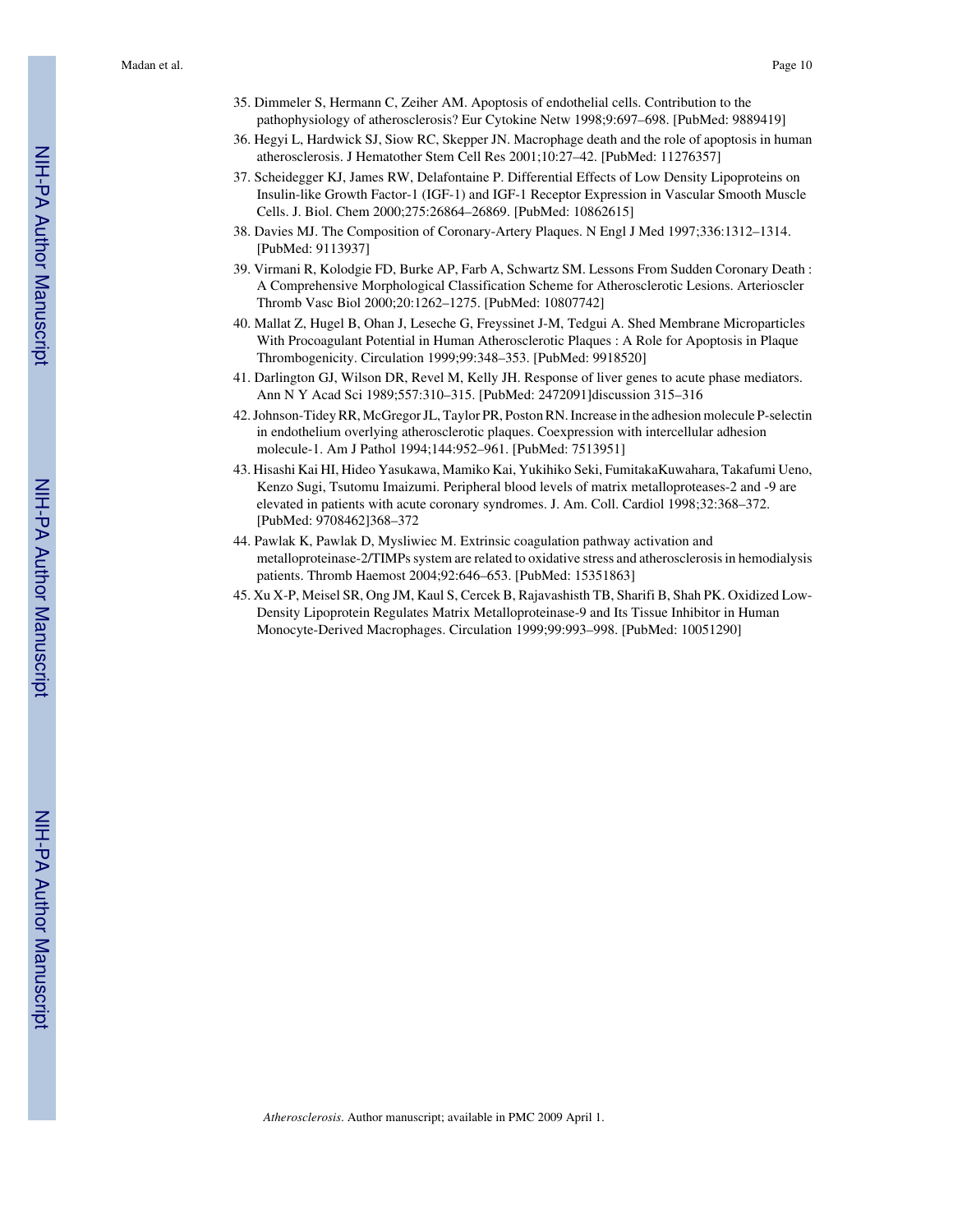35. Dimmeler S, Hermann C, Zeiher AM. Apoptosis of endothelial cells. Contribution to the pathophysiology of atherosclerosis? Eur Cytokine Netw 1998;9:697–698. [PubMed: 9889419]
36. Hegyi L, Hardwick SJ, Siow RC, Skepper JN. Macrophage death and the role of apoptosis in human atherosclerosis. J Hematother Stem Cell Res 2001;10:27–42. [PubMed: 11276357]
37. Scheidegger KJ, James RW, Delafontaine P. Differential Effects of Low Density Lipoproteins on Insulin-like Growth Factor-1 (IGF-1) and IGF-1 Receptor Expression in Vascular Smooth Muscle Cells. J. Biol. Chem 2000;275:26864–26869. [PubMed: 10862615]
38. Davies MJ. The Composition of Coronary-Artery Plaques. N Engl J Med 1997;336:1312–1314. [PubMed: 9113937]
39. Virmani R, Kolodgie FD, Burke AP, Farb A, Schwartz SM. Lessons From Sudden Coronary Death : A Comprehensive Morphological Classification Scheme for Atherosclerotic Lesions. Arterioscler Thromb Vasc Biol 2000;20:1262–1275. [PubMed: 10807742]
40. Mallat Z, Hugel B, Ohan J, Leseche G, Freyssinet J-M, Tedgui A. Shed Membrane Microparticles With Procoagulant Potential in Human Atherosclerotic Plaques : A Role for Apoptosis in Plaque Thrombogenicity. Circulation 1999;99:348–353. [PubMed: 9918520]
41. Darlington GJ, Wilson DR, Revel M, Kelly JH. Response of liver genes to acute phase mediators. Ann N Y Acad Sci 1989;557:310–315. [PubMed: 2472091]discussion 315–316
42. Johnson-Tidey RR, McGregor JL, Taylor PR, Poston RN. Increase in the adhesion molecule P-selectin in endothelium overlying atherosclerotic plaques. Coexpression with intercellular adhesion molecule-1. Am J Pathol 1994;144:952–961. [PubMed: 7513951]
43. Hisashi Kai HI, Hideo Yasukawa, Mamiko Kai, Yukihiko Seki, FumitakaKuwahara, Takafumi Ueno, Kenzo Sugi, Tsutomu Imaizumi. Peripheral blood levels of matrix metalloproteases-2 and -9 are elevated in patients with acute coronary syndromes. J. Am. Coll. Cardiol 1998;32:368–372. [PubMed: 9708462]368–372
44. Pawlak K, Pawlak D, Mysliwiec M. Extrinsic coagulation pathway activation and metalloproteinase-2/TIMPs system are related to oxidative stress and atherosclerosis in hemodialysis patients. Thromb Haemost 2004;92:646–653. [PubMed: 15351863]
45. Xu X-P, Meisel SR, Ong JM, Kaul S, Cercek B, Rajavashisth TB, Sharifi B, Shah PK. Oxidized Low-Density Lipoprotein Regulates Matrix Metalloproteinase-9 and Its Tissue Inhibitor in Human Monocyte-Derived Macrophages. Circulation 1999;99:993–998. [PubMed: 10051290]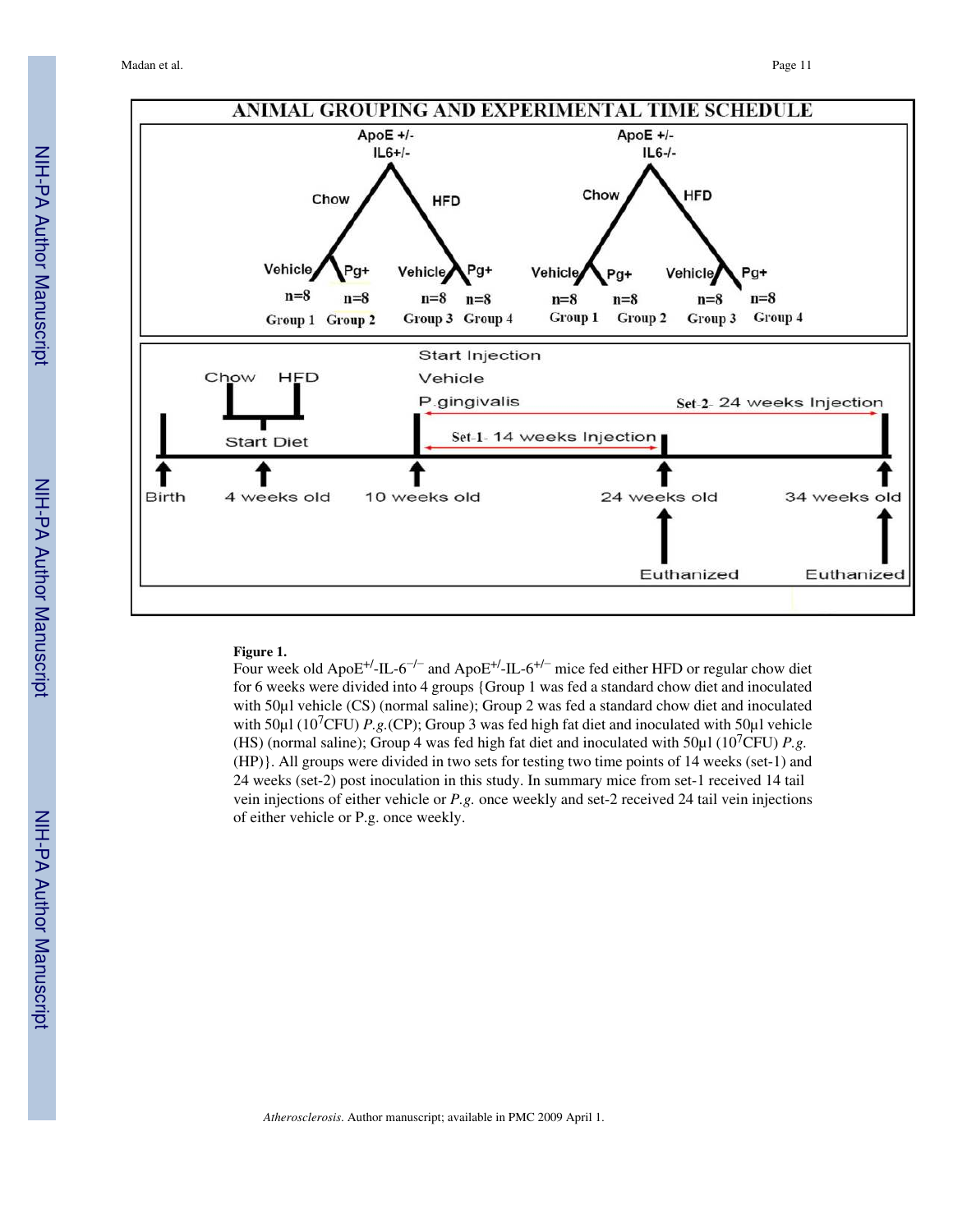**Figure 1.**

Four week old ApoE$^{+/-}$-IL-6$^{-/-}$ and ApoE$^{+/-}$-IL-6$^{+/-}$ mice fed either HFD or regular chow diet for 6 weeks were divided into 4 groups {Group 1 was fed a standard chow diet and inoculated with 50μl vehicle (CS) (normal saline); Group 2 was fed a standard chow diet and inoculated with 50μl ($10^7$CFU) *P.g.*(CP); Group 3 was fed high fat diet and inoculated with 50μl vehicle (HS) (normal saline); Group 4 was fed high fat diet and inoculated with 50μl ($10^7$CFU) *P.g.* (HP)}. All groups were divided in two sets for testing two time points of 14 weeks (set-1) and 24 weeks (set-2) post inoculation in this study. In summary mice from set-1 received 14 tail vein injections of either vehicle or *P.g.* once weekly and set-2 received 24 tail vein injections of either vehicle or P.g. once weekly.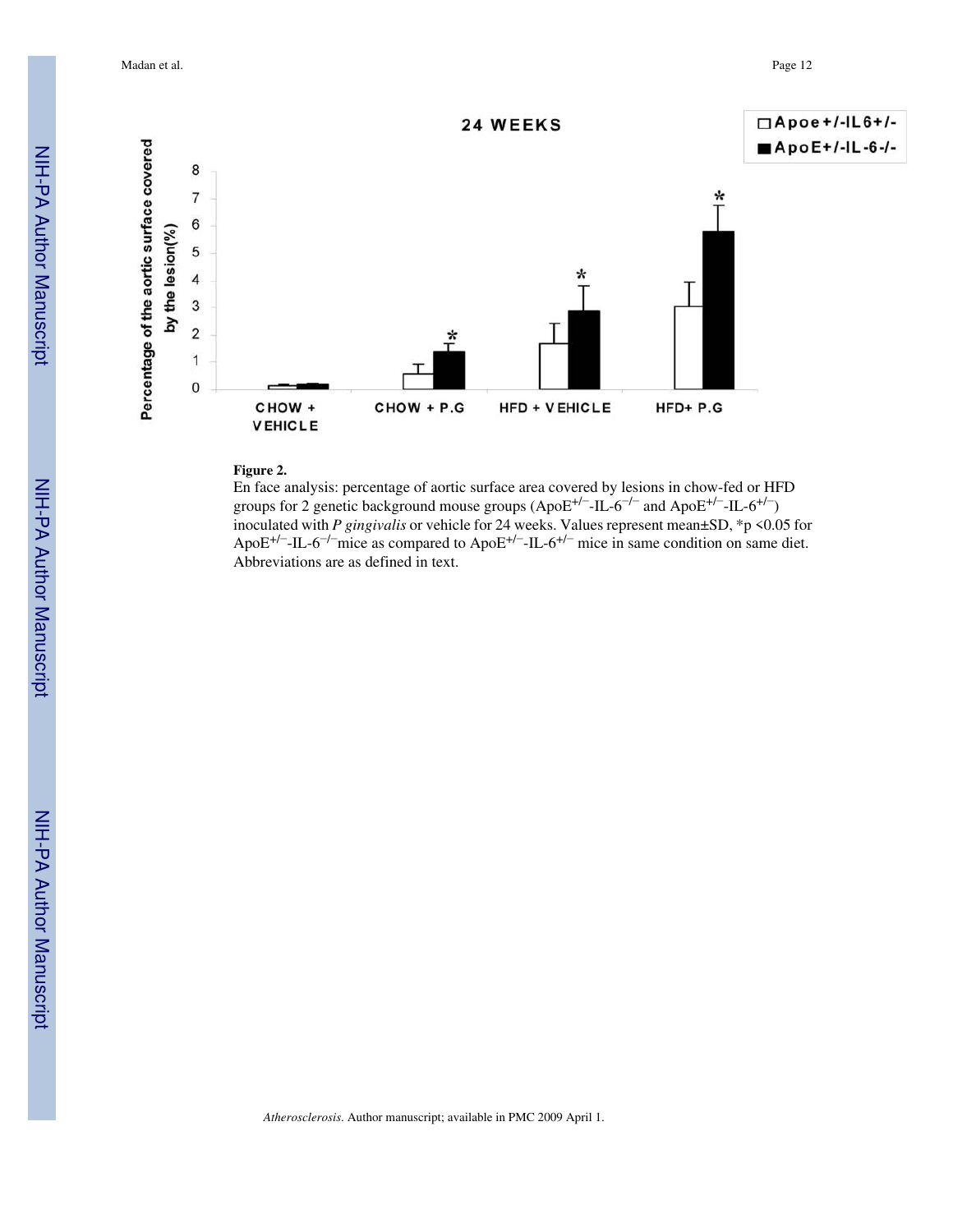**Figure 2.**

En face analysis: percentage of aortic surface area covered by lesions in chow-fed or HFD groups for 2 genetic background mouse groups (ApoE$^{+/-}$-IL-6$^{-/-}$ and ApoE$^{+/-}$-IL-6$^{+/-}$) inoculated with *P gingivalis* or vehicle for 24 weeks. Values represent mean±SD, *p <0.05 for ApoE$^{+/-}$-IL-6$^{-/-}$mice as compared to ApoE$^{+/-}$-IL-6$^{+/-}$ mice in same condition on same diet. Abbreviations are as defined in text.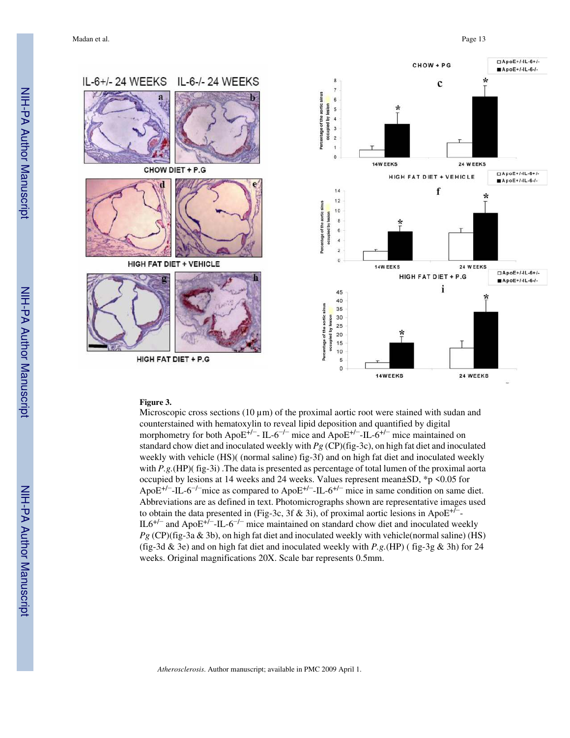**Figure 3.**

Microscopic cross sections (10 µm) of the proximal aortic root were stained with sudan and counterstained with hematoxylin to reveal lipid deposition and quantified by digital morphometry for both ApoE$^{+/-}$- IL-6$^{-/-}$ mice and ApoE$^{+/-}$-IL-6$^{+/-}$ mice maintained on standard chow diet and inoculated weekly with *Pg* (CP)(fig-3c), on high fat diet and inoculated weekly with vehicle (HS)( (normal saline) fig-3f) and on high fat diet and inoculated weekly with *P.g.*(HP)( fig-3i) .The data is presented as percentage of total lumen of the proximal aorta occupied by lesions at 14 weeks and 24 weeks. Values represent mean±SD, *p <0.05 for ApoE$^{+/-}$-IL-6$^{-/-}$mice as compared to ApoE$^{+/-}$-IL-6$^{+/-}$ mice in same condition on same diet. Abbreviations are as defined in text. Photomicrographs shown are representative images used to obtain the data presented in (Fig-3c, 3f & 3i), of proximal aortic lesions in ApoE$^{+/-}$-IL6$^{+/-}$ and ApoE$^{+/-}$-IL-6$^{-/-}$ mice maintained on standard chow diet and inoculated weekly *Pg* (CP)(fig-3a & 3b), on high fat diet and inoculated weekly with vehicle(normal saline) (HS) (fig-3d & 3e) and on high fat diet and inoculated weekly with *P.g.*(HP) ( fig-3g & 3h) for 24 weeks. Original magnifications 20X. Scale bar represents 0.5mm.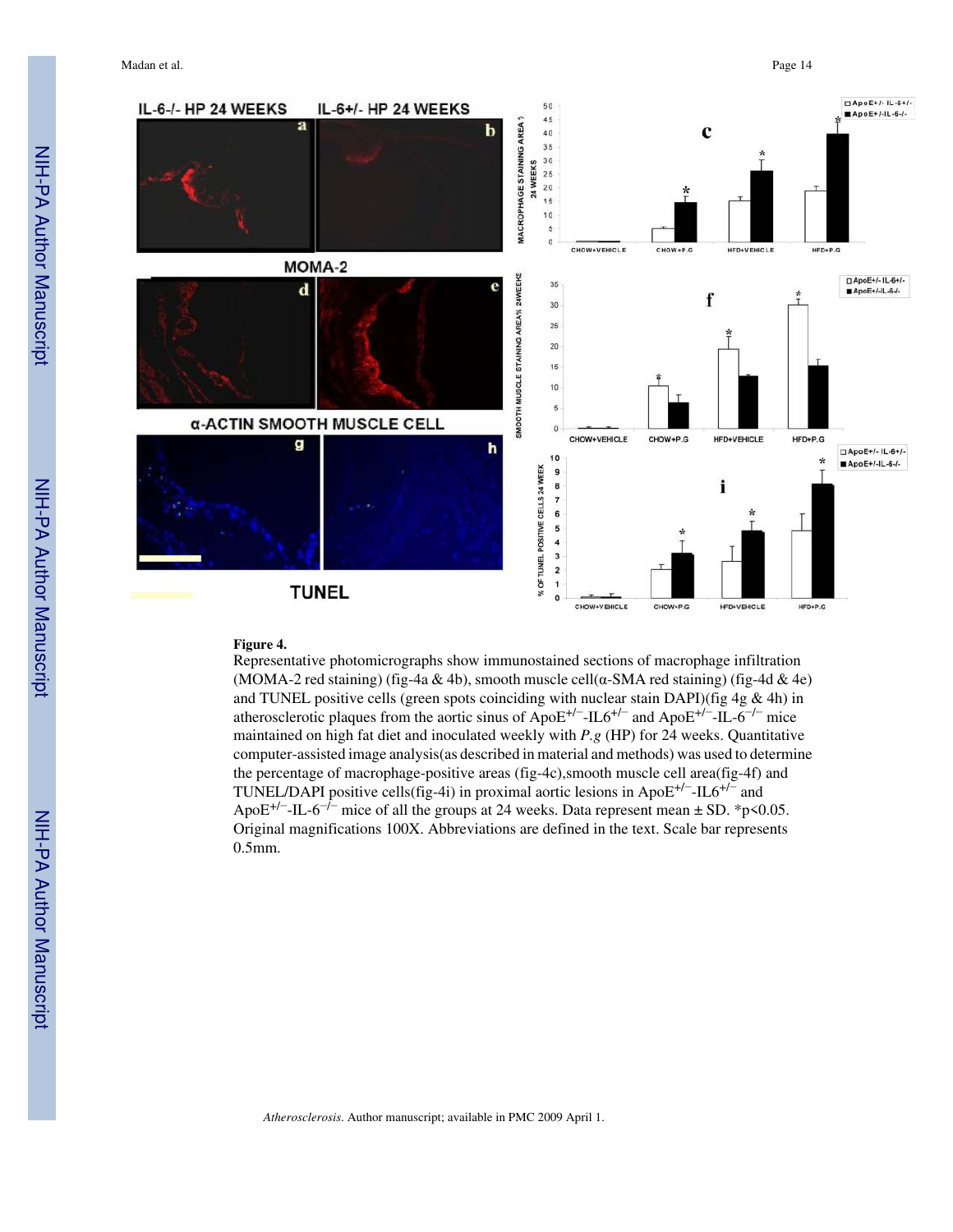**Figure 4.**

Representative photomicrographs show immunostained sections of macrophage infiltration (MOMA-2 red staining) (fig-4a & 4b), smooth muscle cell(α-SMA red staining) (fig-4d & 4e) and TUNEL positive cells (green spots coinciding with nuclear stain DAPI)(fig 4g & 4h) in atherosclerotic plaques from the aortic sinus of ApoE$^{+/-}$-IL6$^{+/-}$ and ApoE$^{+/-}$-IL-6$^{-/-}$ mice maintained on high fat diet and inoculated weekly with *P.g* (HP) for 24 weeks. Quantitative computer-assisted image analysis(as described in material and methods) was used to determine the percentage of macrophage-positive areas (fig-4c),smooth muscle cell area(fig-4f) and TUNEL/DAPI positive cells(fig-4i) in proximal aortic lesions in ApoE$^{+/-}$-IL6$^{+/-}$ and ApoE$^{+/-}$-IL-6$^{-/-}$ mice of all the groups at 24 weeks. Data represent mean ± SD. *p<0.05. Original magnifications 100X. Abbreviations are defined in the text. Scale bar represents 0.5mm.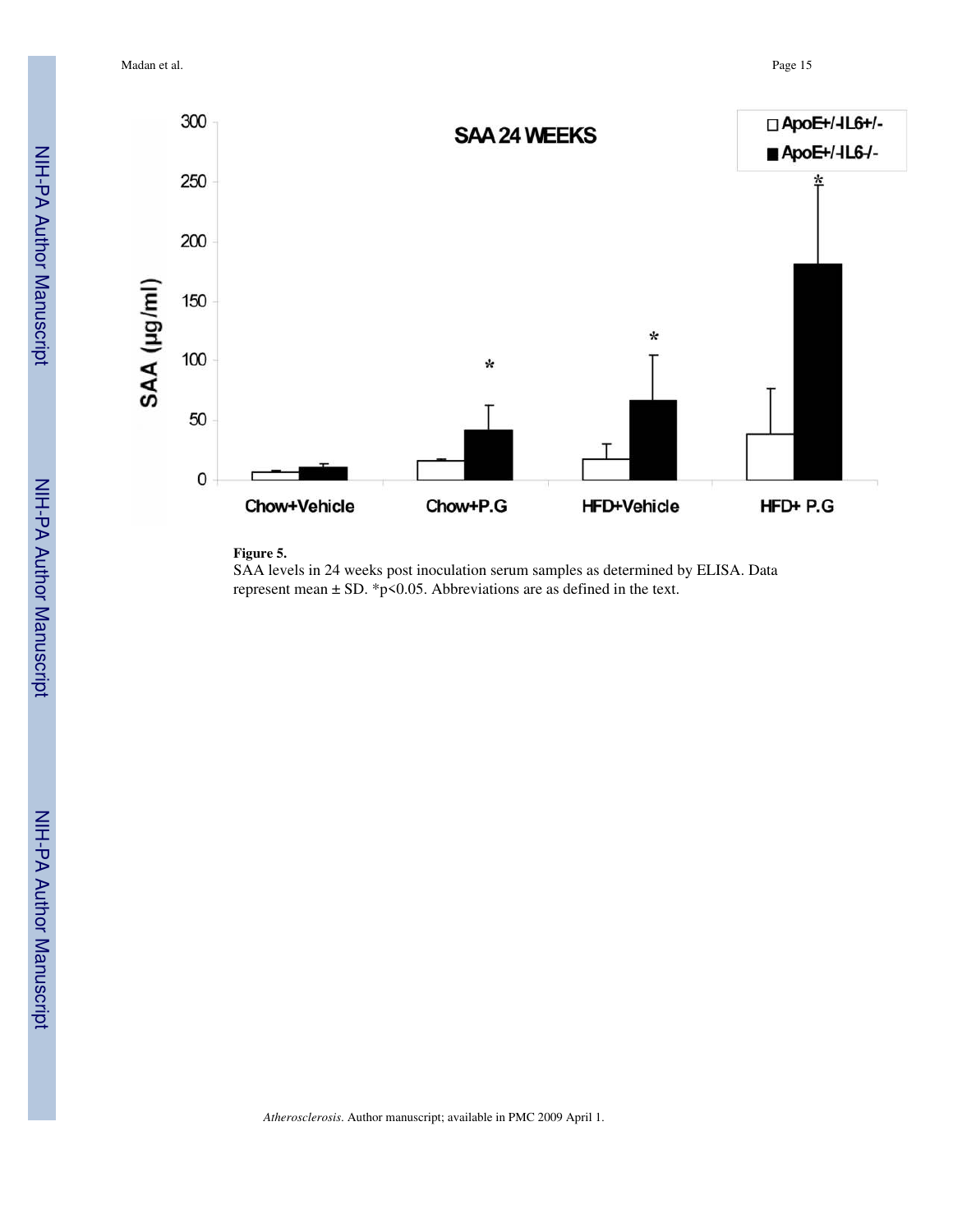**Figure 5.**

SAA levels in 24 weeks post inoculation serum samples as determined by ELISA. Data represent mean ± SD. *p<0.05. Abbreviations are as defined in the text.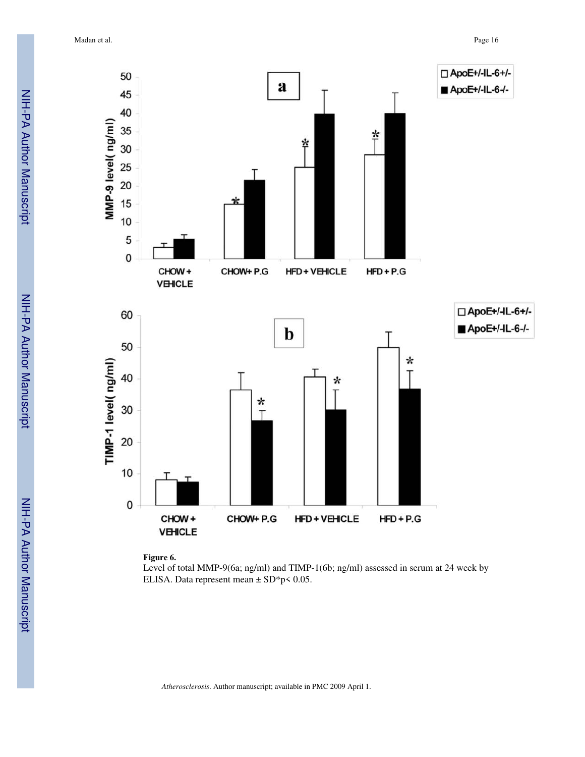**Figure 6.**

Level of total MMP-9(6a; ng/ml) and TIMP-1(6b; ng/ml) assessed in serum at 24 week by ELISA. Data represent mean ± SD*p< 0.05.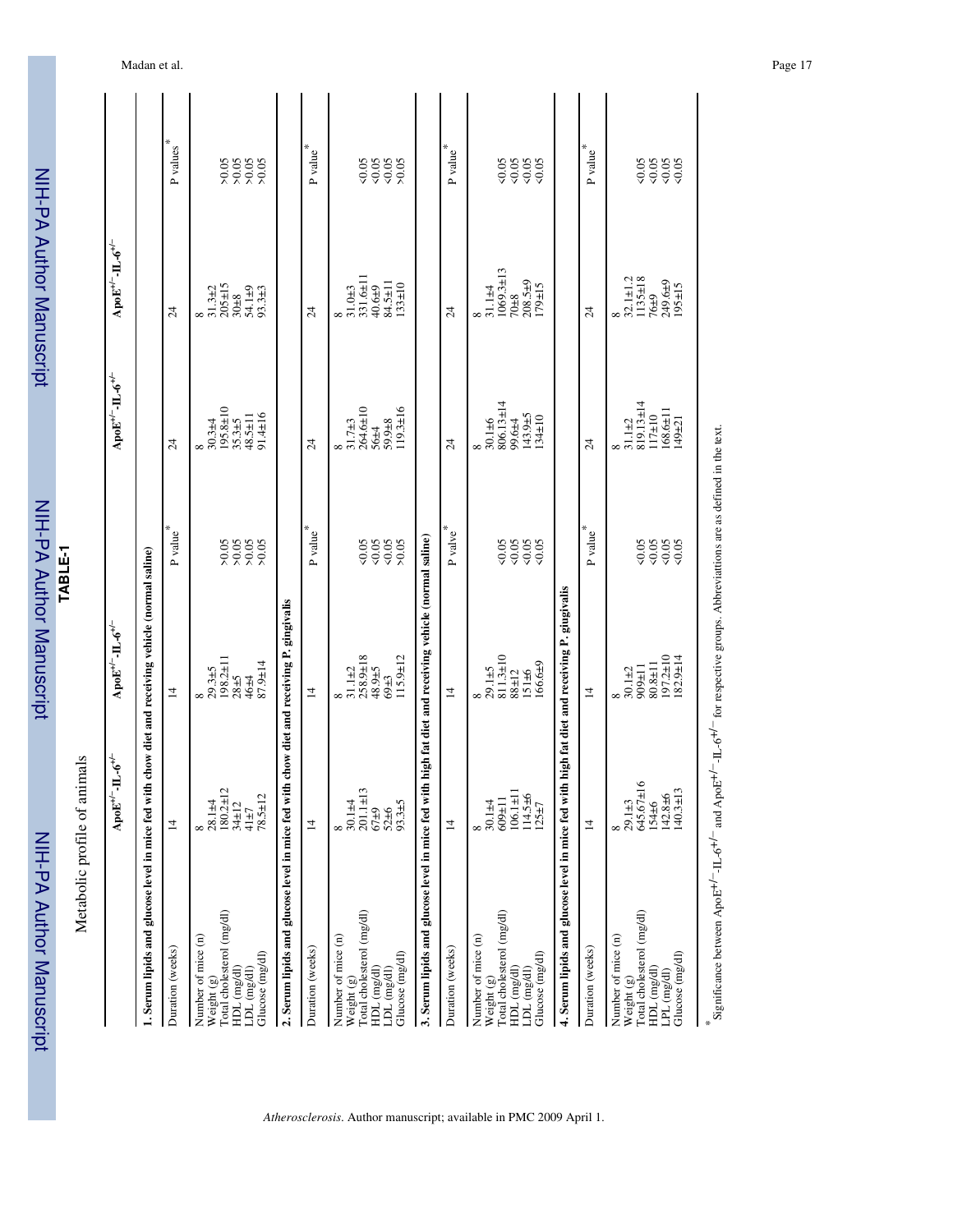**TABLE-1**

Metabolic profile of animals

| | $ApoE^{+/-}$-$IL$-$6^{+/+}$ | $ApoE^{+/-}$-$IL$-$6^{+/-}$ | P value* | $ApoE^{+/-}$-$IL$-$6^{+/+}$ | $ApoE^{+/-}$-$IL$-$6^{+/-}$ | P value* |
|---|---|---|---|---|---|---|
| **1. Serum lipids and glucose level in mice fed with chow diet and receiving vehicle (normal saline)** | | | | | | |
| Duration (weeks) | 14 | 14 | P values* | 24 | 24 | P values* |
| Number of mice (n) | 8 | 8 | | 8 | 8 | |
| Weight (g) | 28.1±4 | 29.3±5 | >0.05 | 30.3±4 | 31.3±2 | >0.05 |
| Total cholesterol (mg/dl) | 180.2±12 | 198.2±11 | >0.05 | 195.8±10 | 205±15 | >0.05 |
| HDL (mg/dl) | 34±12 | 28±5 | >0.05 | 35.3±5 | 30±8 | >0.05 |
| LDL (mg/dl) | 41±7 | 46±4 | >0.05 | 48.5±11 | 54.1±9 | >0.05 |
| Glucose (mg/dl) | 78.5±12 | 87.9±14 | | 91.4±16 | 93.3±3 | |
| **2. Serum lipids and glucose level in mice fed with chow diet and receiving P. gingivalis** | | | | | | |
| Duration (weeks) | 14 | 14 | P value* | 24 | 24 | P value* |
| Number of mice (n) | 8 | 8 | | 8 | 8 | |
| Weight (g) | 30.1±4 | 31.1±2 | <0.05 | 31.7±3 | 31.0±3 | <0.05 |
| Total cholesterol (mg/dl) | 201.1±13 | 258.9±18 | <0.05 | 264.6±10 | 331.6±11 | <0.05 |
| HDL (mg/dl) | 67±9 | 48.9±5 | <0.05 | 56±4 | 40.6±9 | <0.05 |
| LDL (mg/dl) | 52±6 | 69±3 | >0.05 | 59.9±8 | 84.5±11 | >0.05 |
| Glucose (mg/dl) | 93.3±5 | 115.9±12 | | 119.3±16 | 133±10 | |
| **3. Serum lipids and glucose level in mice fed with high fat diet and receiving vehicle (normal saline)** | | | | | | |
| Duration (weeks) | 14 | 14 | P value* | 24 | 24 | P value* |
| Number of mice (n) | 8 | 8 | | 8 | 8 | |
| Weight (g) | 30.1±4 | 29.1±5 | <0.05 | 30.1±6 | 31.1±4 | <0.05 |
| Total cholesterol (mg/dl) | 609±11 | 811.3±10 | <0.05 | 806.13±14 | 1069.3±13 | <0.05 |
| HDL (mg/dl) | 106.1±11 | 88±12 | <0.05 | 99.6±4 | 70±8 | <0.05 |
| LDL (mg/dl) | 114.5±6 | 151±6 | <0.05 | 143.9±5 | 208.5±9 | <0.05 |
| Glucose (mg/dl) | 125±7 | 166.6±9 | | 134±10 | 179±15 | |
| **4. Serum lipids and glucose level in mice fed with high fat diet and receiving P. gingivalis** | | | | | | |
| Duration (weeks) | 14 | 14 | P value* | 24 | 24 | P value* |
| Number of mice (n) | 8 | 8 | | 8 | 8 | |
| Weight (g) | 29.1±3 | 30.1±2 | <0.05 | 31.1±2 | 32.1±1.2 | <0.05 |
| Total cholesterol (mg/dl) | 645.67±16 | 909±11 | <0.05 | 819.13±14 | 1135±18 | <0.05 |
| HDL (mg/dl) | 154±6 | 80.8±11 | <0.05 | 117±10 | 76±9 | <0.05 |
| LPL (mg/dl) | 142.8±6 | 197.2±10 | <0.05 | 168.6±11 | 249.6±9 | <0.05 |
| Glucose (mg/dl) | 140.3±13 | 182.9±14 | | 149±21 | 195±15 | |

*Significance between $ApoE^{+/-}$-$IL$-$6^{+/+}$ and $ApoE^{+/-}$-$IL$-$6^{+/-}$ for respective groups. Abbreviations are as defined in the text.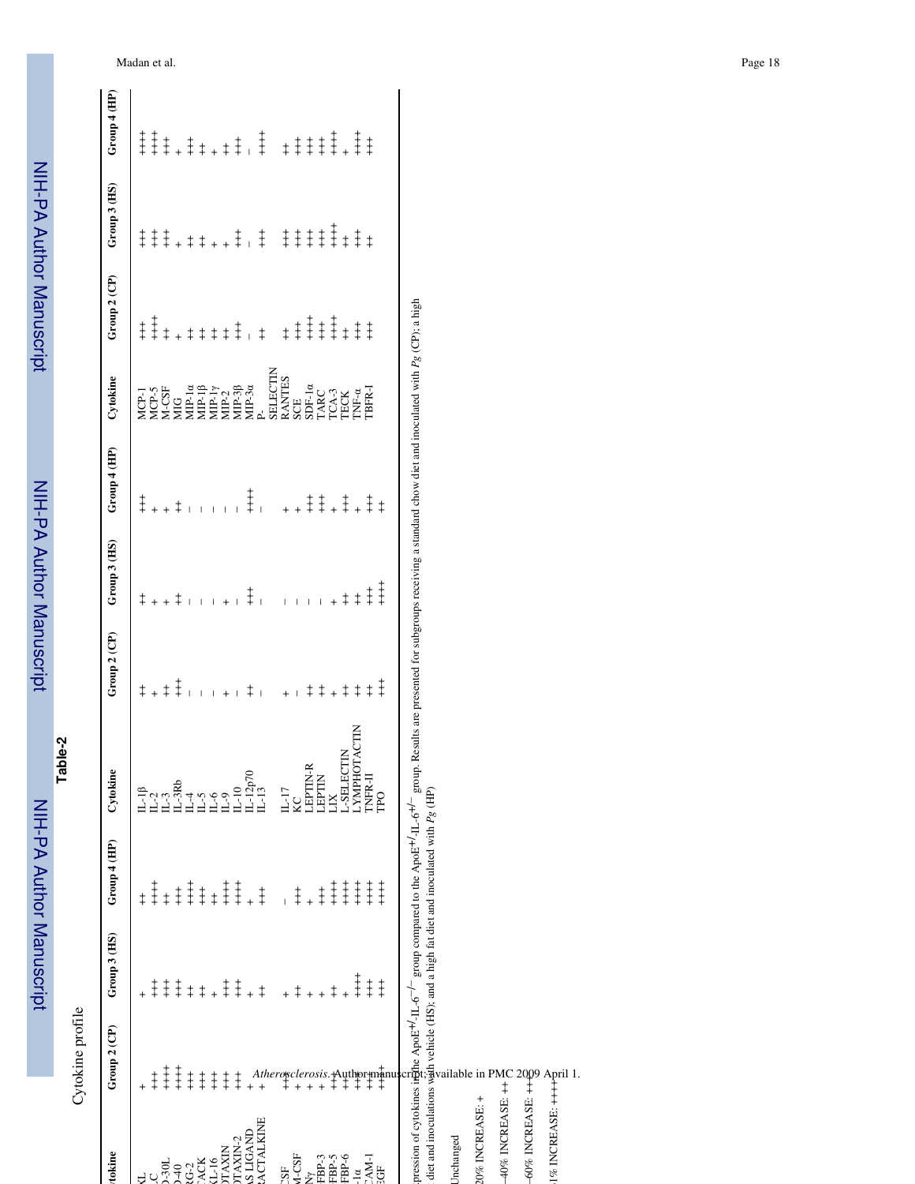**Table-2**

Cytokine profile

| Cytokine | Group 2 (CP) | Group 3 (HS) | Group 4 (HP) | Cytokine | Group 2 (CP) | Group 3 (HS) | Group 4 (HP) | Cytokine | Group 2 (CP) | Group 3 (HS) | Group 4 (HP) |
|---|---|---|---|---|---|---|---|---|---|---|---|
| XL | + | + | ++ | IL-1β | ++ | ++ | +++ | MCP-1 | +++ | +++ | ++++ |
| C | +++ | +++ | +++ | IL-2 | + | + | + | MCP-5 | ++++ | +++ | ++++ |
| D-30L | ++++ | +++ | ++ | IL-3 | ++ | + | + | M-CSF | ++ | +++ | +++ |
| D-40 | ++++ | +++ | +++ | IL-3Rb | +++ | ++ | ++ | MIG | + | + | + |
| RG-2 | +++ | ++ | ++++ | IL-4 | – | – | – | MIP-1α | ++ | ++ | +++ |
| TACK | +++ | ++ | +++ | IL-5 | – | – | – | MIP-1β | ++ | ++ | ++ |
| XL-16 | +++ | + | ++ | IL-6 | – | – | – | MIP-1γ | ++ | + | + |
| OTAXIN | +++ | +++ | ++++ | IL-9 | + | + | – | MIP-2 | ++ | + | ++ |
| OTAXIN-2 | +++ | +++ | ++++ | IL-10 | – | – | – | MIP-3β | +++ | +++ | +++ |
| AS LIGAND | + | + | + | IL-12p70 | ++ | +++ | ++++ | MIP-3α | – | – | – |
| RACTALKINE | + | ++ | ++ | IL-13 | – | – | – | P-SELECTIN | ++ | ++ | ++++ |
| CSF | ++ | + | – | IL-17 | + | – | + | RANTES | ++ | +++ | ++ |
| M-CSF | + | ++ | ++ | KC | – | – | + | SCE | +++ | +++ | +++ |
| Nγ | + | + | + | LEPTIN-R | ++ | – | +++ | SDF-1α | ++++ | +++ | +++ |
| FBP-3 | + | + | ++ | LEPTIN | ++ | – | +++ | TARC | +++ | +++ | +++ |
| FBP-5 | ++ | ++ | +++ | LIX | + | + | + | TCA-3 | ++++ | ++++ | ++++ |
| FBP-6 | +++ | + | ++++ | L-SELECTIN | ++ | ++ | +++ | TECK | ++ | ++ | + |
| -1α | +++ | +++ | ++++ | LYMPHOTACTIN | ++ | ++ | + | TNF-α | +++ | +++ | ++++ |
| CAM-1 | ++ | +++ | ++++ | TNFR-II | ++ | +++ | +++ | TBFR-I | +++ | ++ | +++ |
| EGF | +++ | +++ | ++++ | TPO | +++ | ++++ | ++ | | | | |

Expression of cytokines in the $ApoE^{+/-}$-$IL$-$6^{-/-}$ group compared to the $ApoE^{+/-}$-$IL$-$6^{+/-}$ group. Results are presented for subgroups receiving a standard chow diet and inoculated with *Pg* (CP); a high fat diet and inoculations with vehicle (HS); and a high fat diet and inoculated with *Pg* (HP)

– Unchanged

20% INCREASE: +

–40% INCREASE: ++

–60% INCREASE: +++

1% INCREASE: ++++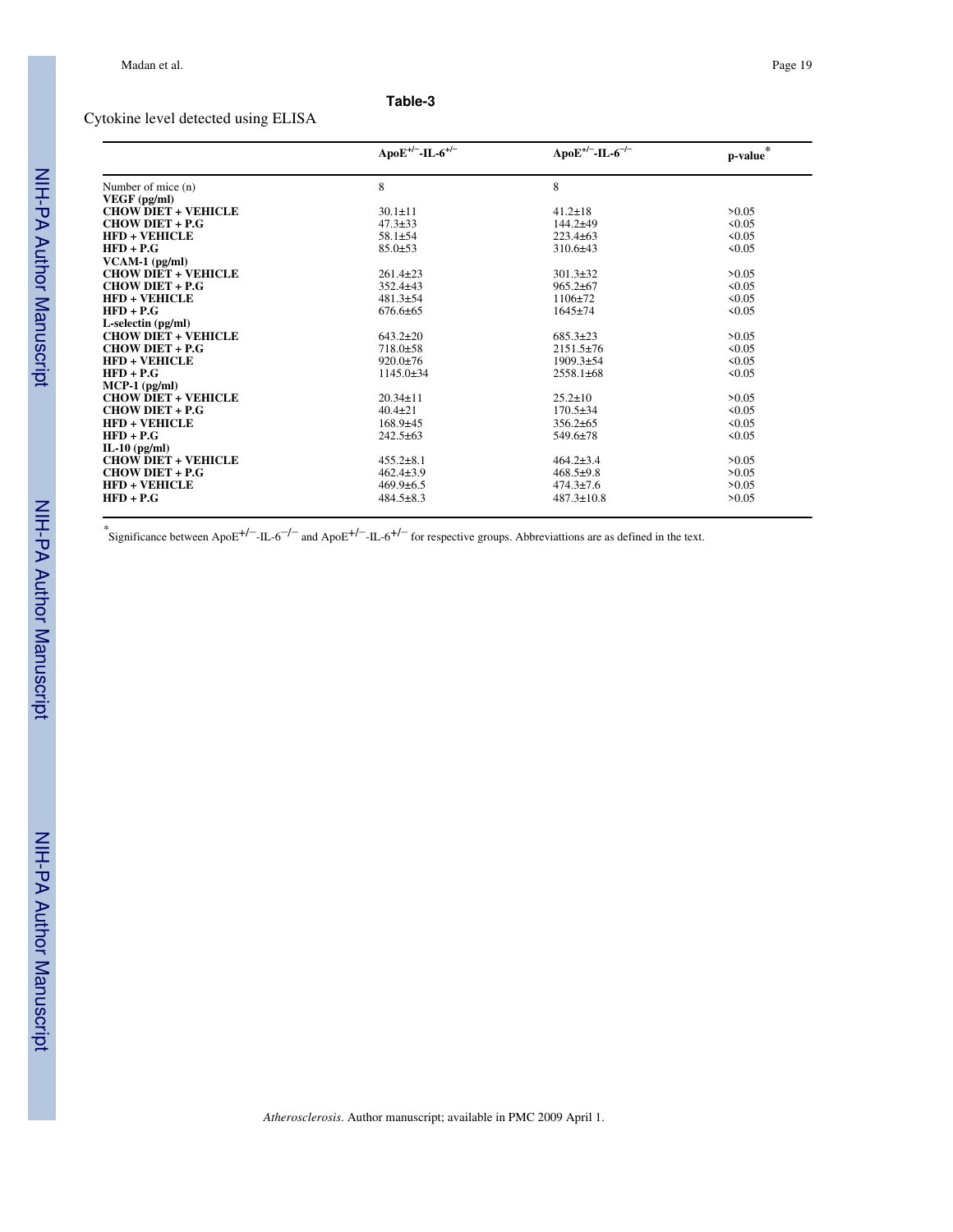**Table-3**

Cytokine level detected using ELISA

| | $ApoE^{+/-}$-IL-$6^{+/-}$ | $ApoE^{+/-}$-IL-$6^{-/-}$ | p-value* |
|---|---|---|---|
| Number of mice (n) | 8 | 8 | |
| **VEGF (pg/ml)** | | | |
| **CHOW DIET + VEHICLE** | 30.1±11 | 41.2±18 | >0.05 |
| **CHOW DIET + P.G** | 47.3±33 | 144.2±49 | <0.05 |
| **HFD + VEHICLE** | 58.1±54 | 223.4±63 | <0.05 |
| **HFD + P.G** | 85.0±53 | 310.6±43 | <0.05 |
| **VCAM-1 (pg/ml)** | | | |
| **CHOW DIET + VEHICLE** | 261.4±23 | 301.3±32 | >0.05 |
| **CHOW DIET + P.G** | 352.4±43 | 965.2±67 | <0.05 |
| **HFD + VEHICLE** | 481.3±54 | 1106±72 | <0.05 |
| **HFD + P.G** | 676.6±65 | 1645±74 | <0.05 |
| **L-selectin (pg/ml)** | | | |
| **CHOW DIET + VEHICLE** | 643.2±20 | 685.3±23 | >0.05 |
| **CHOW DIET + P.G** | 718.0±58 | 2151.5±76 | <0.05 |
| **HFD + VEHICLE** | 920.0±76 | 1909.3±54 | <0.05 |
| **HFD + P.G** | 1145.0±34 | 2558.1±68 | <0.05 |
| **MCP-1 (pg/ml)** | | | |
| **CHOW DIET + VEHICLE** | 20.34±11 | 25.2±10 | >0.05 |
| **CHOW DIET + P.G** | 40.4±21 | 170.5±34 | <0.05 |
| **HFD + VEHICLE** | 168.9±45 | 356.2±65 | <0.05 |
| **HFD + P.G** | 242.5±63 | 549.6±78 | <0.05 |
| **IL-10 (pg/ml)** | | | |
| **CHOW DIET + VEHICLE** | 455.2±8.1 | 464.2±3.4 | >0.05 |
| **CHOW DIET + P.G** | 462.4±3.9 | 468.5±9.8 | >0.05 |
| **HFD + VEHICLE** | 469.9±6.5 | 474.3±7.6 | >0.05 |
| **HFD + P.G** | 484.5±8.3 | 487.3±10.8 | >0.05 |

*Significance between $ApoE^{+/-}$-IL-$6^{-/-}$ and $ApoE^{+/-}$-IL-$6^{+/-}$ for respective groups. Abbreviattions are as defined in the text.